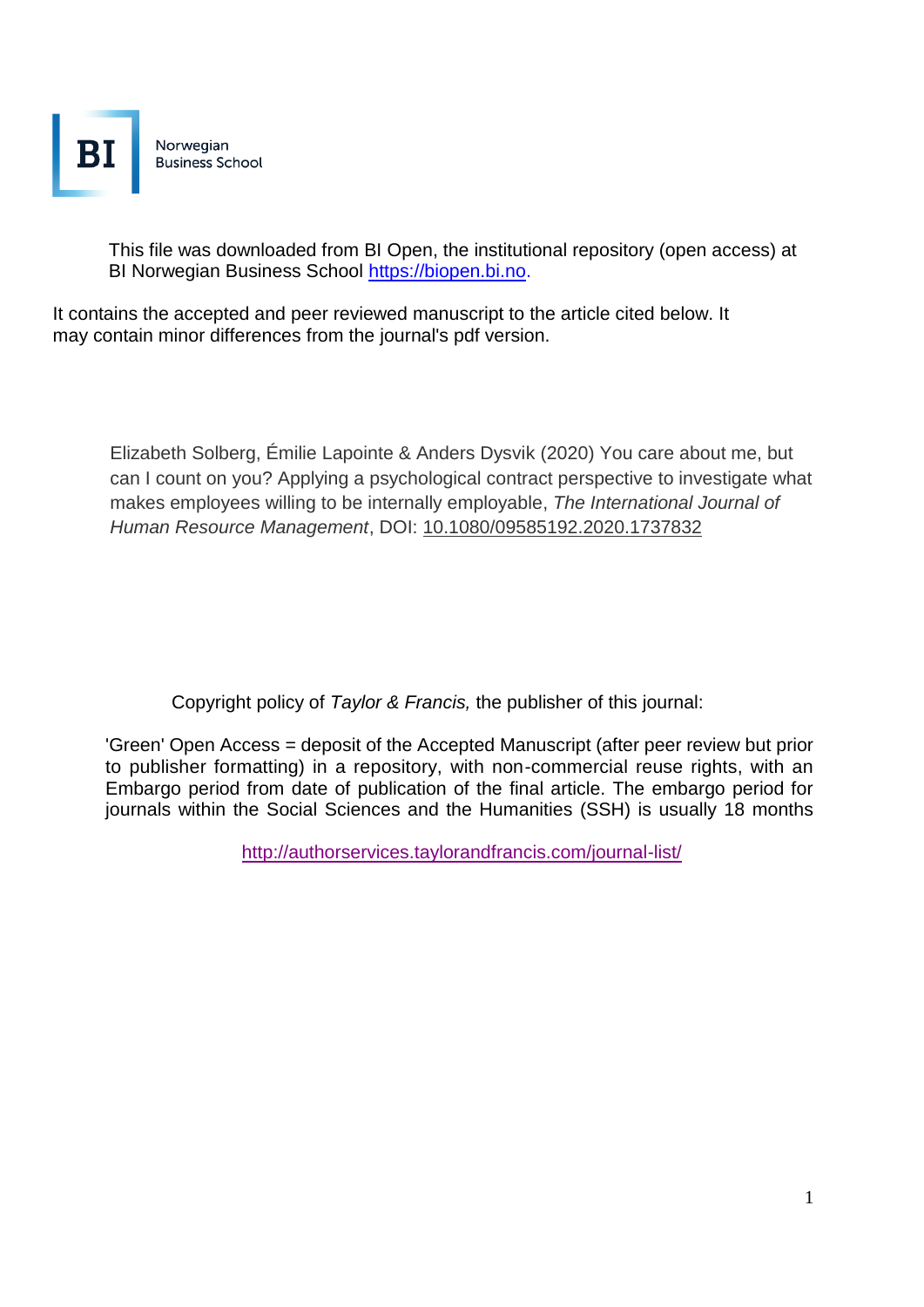This file was downloaded from BI Open, the institutional repository (open access) at BI Norwegian Business School https://biopen.bi.no.

It contains the accepted and peer reviewed manuscript to the article cited below. It may contain minor differences from the journal's pdf version.

Elizabeth Solberg, Émilie Lapointe & Anders Dysvik (2020) You care about me, but can I count on you? Applying a psychological contract perspective to investigate what makes employees willing to be internally employable, *The International Journal of Human Resource Management*, DOI: 10.1080/09585192.2020.1737832

Copyright policy of *Taylor & Francis,* the publisher of this journal:

'Green' Open Access = deposit of the Accepted Manuscript (after peer review but prior to publisher formatting) in a repository, with non-commercial reuse rights, with an Embargo period from date of publication of the final article. The embargo period for journals within the Social Sciences and the Humanities (SSH) is usually 18 months

http://authorservices.taylorandfrancis.com/journal-list/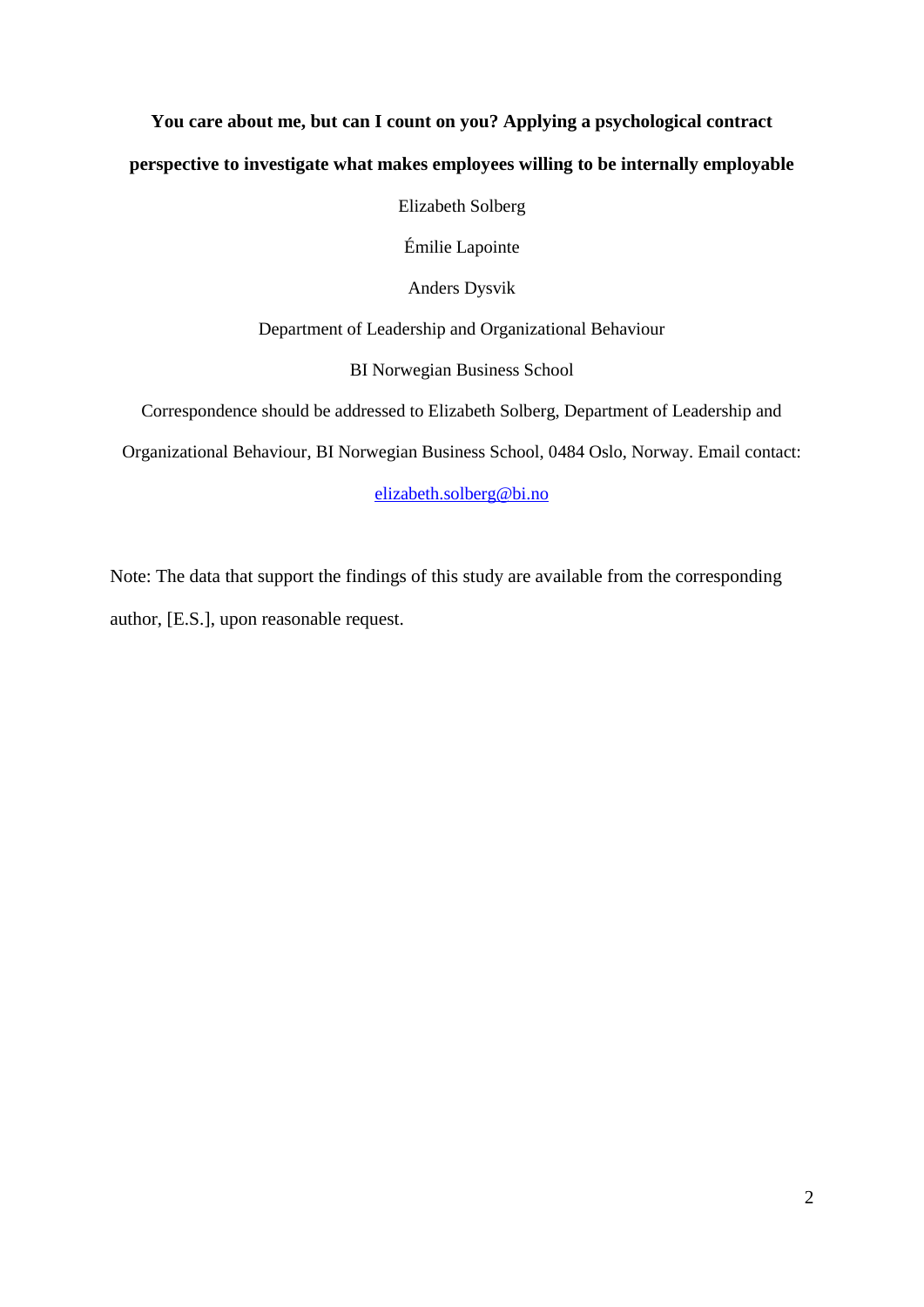**You care about me, but can I count on you? Applying a psychological contract perspective to investigate what makes employees willing to be internally employable**

Elizabeth Solberg

Émilie Lapointe

Anders Dysvik

Department of Leadership and Organizational Behaviour

BI Norwegian Business School

Correspondence should be addressed to Elizabeth Solberg, Department of Leadership and Organizational Behaviour, BI Norwegian Business School, 0484 Oslo, Norway. Email contact: elizabeth.solberg@bi.no

Note: The data that support the findings of this study are available from the corresponding author, [E.S.], upon reasonable request.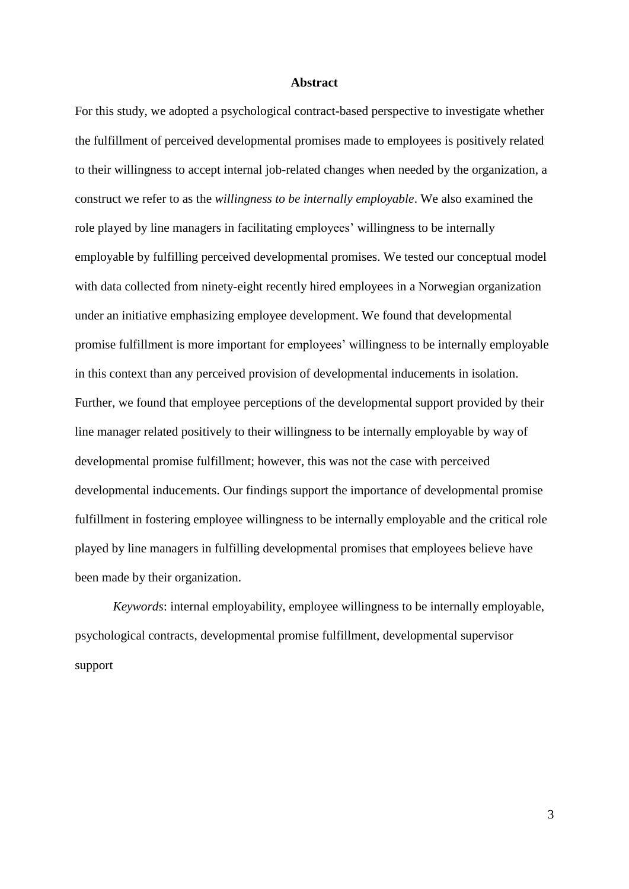## Abstract

For this study, we adopted a psychological contract-based perspective to investigate whether the fulfillment of perceived developmental promises made to employees is positively related to their willingness to accept internal job-related changes when needed by the organization, a construct we refer to as the *willingness to be internally employable*. We also examined the role played by line managers in facilitating employees' willingness to be internally employable by fulfilling perceived developmental promises. We tested our conceptual model with data collected from ninety-eight recently hired employees in a Norwegian organization under an initiative emphasizing employee development. We found that developmental promise fulfillment is more important for employees' willingness to be internally employable in this context than any perceived provision of developmental inducements in isolation. Further, we found that employee perceptions of the developmental support provided by their line manager related positively to their willingness to be internally employable by way of developmental promise fulfillment; however, this was not the case with perceived developmental inducements. Our findings support the importance of developmental promise fulfillment in fostering employee willingness to be internally employable and the critical role played by line managers in fulfilling developmental promises that employees believe have been made by their organization.

*Keywords*: internal employability, employee willingness to be internally employable, psychological contracts, developmental promise fulfillment, developmental supervisor support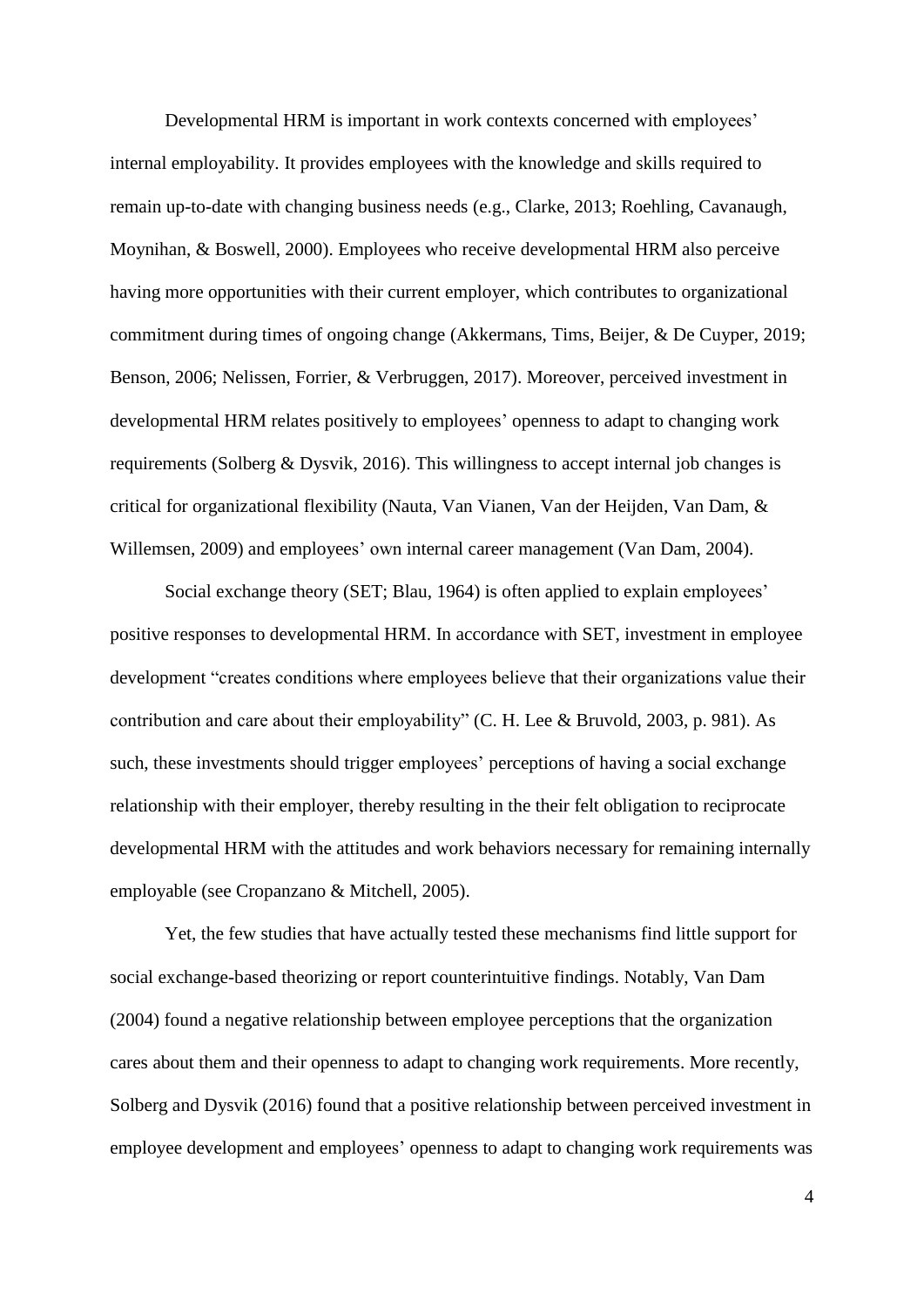Developmental HRM is important in work contexts concerned with employees' internal employability. It provides employees with the knowledge and skills required to remain up-to-date with changing business needs (e.g., Clarke, 2013; Roehling, Cavanaugh, Moynihan, & Boswell, 2000). Employees who receive developmental HRM also perceive having more opportunities with their current employer, which contributes to organizational commitment during times of ongoing change (Akkermans, Tims, Beijer, & De Cuyper, 2019; Benson, 2006; Nelissen, Forrier, & Verbruggen, 2017). Moreover, perceived investment in developmental HRM relates positively to employees' openness to adapt to changing work requirements (Solberg & Dysvik, 2016). This willingness to accept internal job changes is critical for organizational flexibility (Nauta, Van Vianen, Van der Heijden, Van Dam, & Willemsen, 2009) and employees' own internal career management (Van Dam, 2004).

Social exchange theory (SET; Blau, 1964) is often applied to explain employees' positive responses to developmental HRM. In accordance with SET, investment in employee development "creates conditions where employees believe that their organizations value their contribution and care about their employability" (C. H. Lee & Bruvold, 2003, p. 981). As such, these investments should trigger employees' perceptions of having a social exchange relationship with their employer, thereby resulting in the their felt obligation to reciprocate developmental HRM with the attitudes and work behaviors necessary for remaining internally employable (see Cropanzano & Mitchell, 2005).

Yet, the few studies that have actually tested these mechanisms find little support for social exchange-based theorizing or report counterintuitive findings. Notably, Van Dam (2004) found a negative relationship between employee perceptions that the organization cares about them and their openness to adapt to changing work requirements. More recently, Solberg and Dysvik (2016) found that a positive relationship between perceived investment in employee development and employees' openness to adapt to changing work requirements was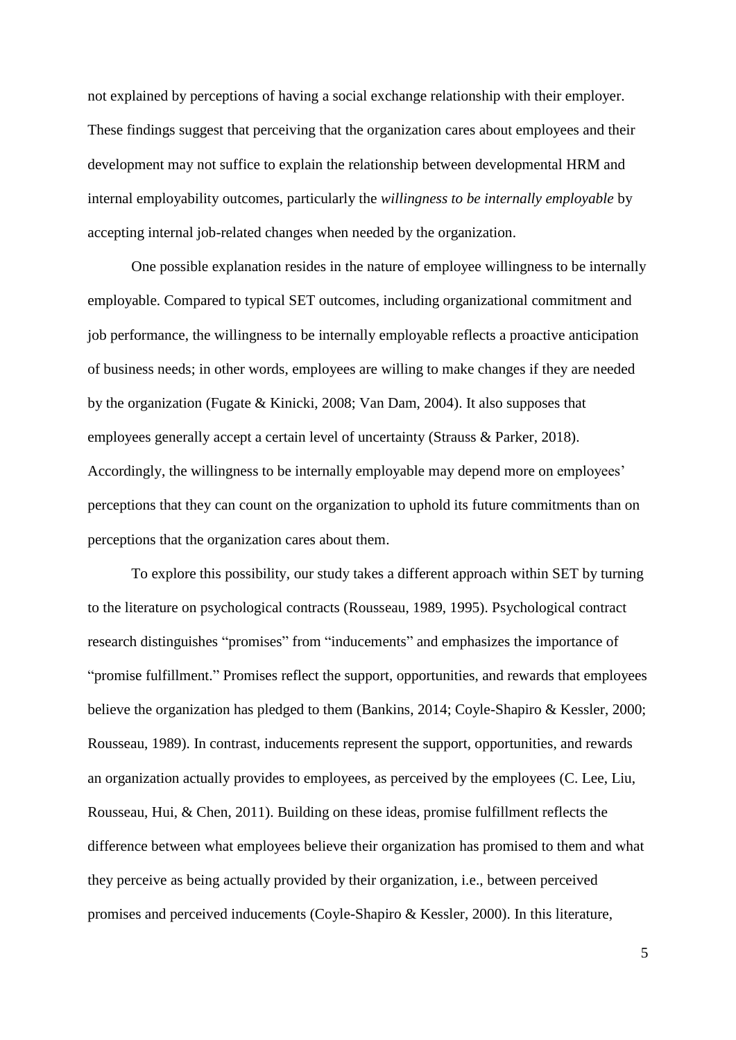not explained by perceptions of having a social exchange relationship with their employer. These findings suggest that perceiving that the organization cares about employees and their development may not suffice to explain the relationship between developmental HRM and internal employability outcomes, particularly the *willingness to be internally employable* by accepting internal job-related changes when needed by the organization.

One possible explanation resides in the nature of employee willingness to be internally employable. Compared to typical SET outcomes, including organizational commitment and job performance, the willingness to be internally employable reflects a proactive anticipation of business needs; in other words, employees are willing to make changes if they are needed by the organization (Fugate & Kinicki, 2008; Van Dam, 2004). It also supposes that employees generally accept a certain level of uncertainty (Strauss & Parker, 2018). Accordingly, the willingness to be internally employable may depend more on employees' perceptions that they can count on the organization to uphold its future commitments than on perceptions that the organization cares about them.

To explore this possibility, our study takes a different approach within SET by turning to the literature on psychological contracts (Rousseau, 1989, 1995). Psychological contract research distinguishes "promises" from "inducements" and emphasizes the importance of "promise fulfillment." Promises reflect the support, opportunities, and rewards that employees believe the organization has pledged to them (Bankins, 2014; Coyle-Shapiro & Kessler, 2000; Rousseau, 1989). In contrast, inducements represent the support, opportunities, and rewards an organization actually provides to employees, as perceived by the employees (C. Lee, Liu, Rousseau, Hui, & Chen, 2011). Building on these ideas, promise fulfillment reflects the difference between what employees believe their organization has promised to them and what they perceive as being actually provided by their organization, i.e., between perceived promises and perceived inducements (Coyle-Shapiro & Kessler, 2000). In this literature,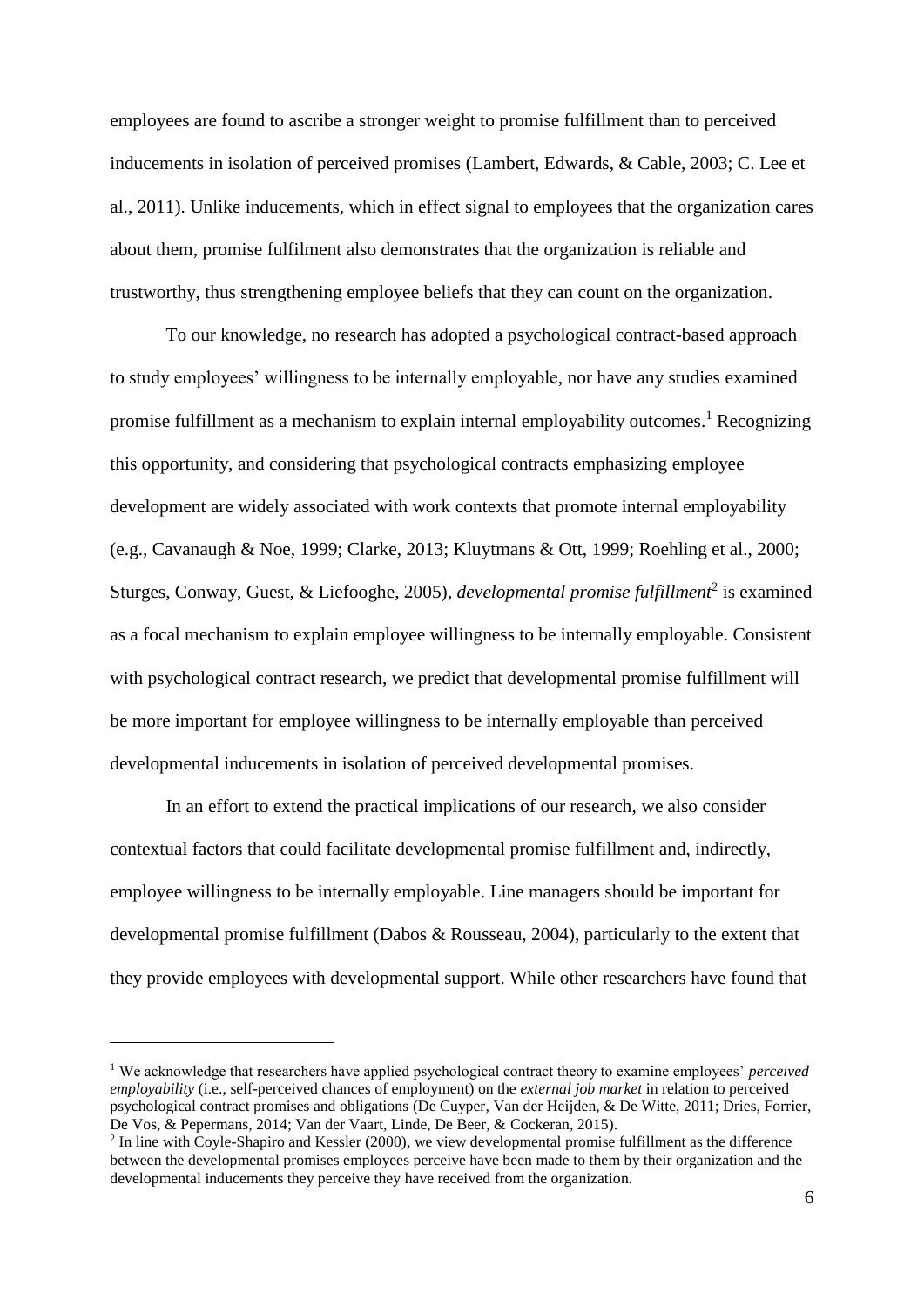employees are found to ascribe a stronger weight to promise fulfillment than to perceived inducements in isolation of perceived promises (Lambert, Edwards, & Cable, 2003; C. Lee et al., 2011). Unlike inducements, which in effect signal to employees that the organization cares about them, promise fulfilment also demonstrates that the organization is reliable and trustworthy, thus strengthening employee beliefs that they can count on the organization.

To our knowledge, no research has adopted a psychological contract-based approach to study employees' willingness to be internally employable, nor have any studies examined promise fulfillment as a mechanism to explain internal employability outcomes.[1] Recognizing this opportunity, and considering that psychological contracts emphasizing employee development are widely associated with work contexts that promote internal employability (e.g., Cavanaugh & Noe, 1999; Clarke, 2013; Kluytmans & Ott, 1999; Roehling et al., 2000; Sturges, Conway, Guest, & Liefooghe, 2005), *developmental promise fulfillment*[2] is examined as a focal mechanism to explain employee willingness to be internally employable. Consistent with psychological contract research, we predict that developmental promise fulfillment will be more important for employee willingness to be internally employable than perceived developmental inducements in isolation of perceived developmental promises.

In an effort to extend the practical implications of our research, we also consider contextual factors that could facilitate developmental promise fulfillment and, indirectly, employee willingness to be internally employable. Line managers should be important for developmental promise fulfillment (Dabos & Rousseau, 2004), particularly to the extent that they provide employees with developmental support. While other researchers have found that

---

[1] We acknowledge that researchers have applied psychological contract theory to examine employees' *perceived employability* (i.e., self-perceived chances of employment) on the *external job market* in relation to perceived psychological contract promises and obligations (De Cuyper, Van der Heijden, & De Witte, 2011; Dries, Forrier, De Vos, & Pepermans, 2014; Van der Vaart, Linde, De Beer, & Cockeran, 2015).

[2] In line with Coyle-Shapiro and Kessler (2000), we view developmental promise fulfillment as the difference between the developmental promises employees perceive have been made to them by their organization and the developmental inducements they perceive they have received from the organization.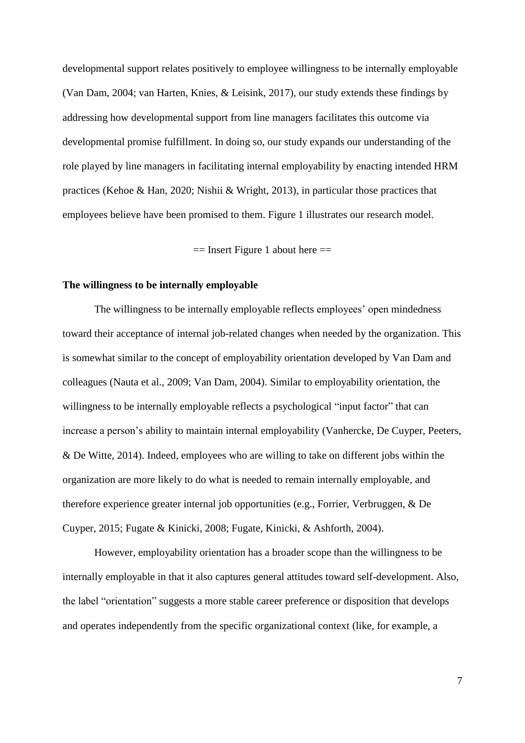developmental support relates positively to employee willingness to be internally employable (Van Dam, 2004; van Harten, Knies, & Leisink, 2017), our study extends these findings by addressing how developmental support from line managers facilitates this outcome via developmental promise fulfillment. In doing so, our study expands our understanding of the role played by line managers in facilitating internal employability by enacting intended HRM practices (Kehoe & Han, 2020; Nishii & Wright, 2013), in particular those practices that employees believe have been promised to them. Figure 1 illustrates our research model.

== Insert Figure 1 about here ==

**The willingness to be internally employable**

The willingness to be internally employable reflects employees' open mindedness toward their acceptance of internal job-related changes when needed by the organization. This is somewhat similar to the concept of employability orientation developed by Van Dam and colleagues (Nauta et al., 2009; Van Dam, 2004). Similar to employability orientation, the willingness to be internally employable reflects a psychological "input factor" that can increase a person's ability to maintain internal employability (Vanhercke, De Cuyper, Peeters, & De Witte, 2014). Indeed, employees who are willing to take on different jobs within the organization are more likely to do what is needed to remain internally employable, and therefore experience greater internal job opportunities (e.g., Forrier, Verbruggen, & De Cuyper, 2015; Fugate & Kinicki, 2008; Fugate, Kinicki, & Ashforth, 2004).

However, employability orientation has a broader scope than the willingness to be internally employable in that it also captures general attitudes toward self-development. Also, the label "orientation" suggests a more stable career preference or disposition that develops and operates independently from the specific organizational context (like, for example, a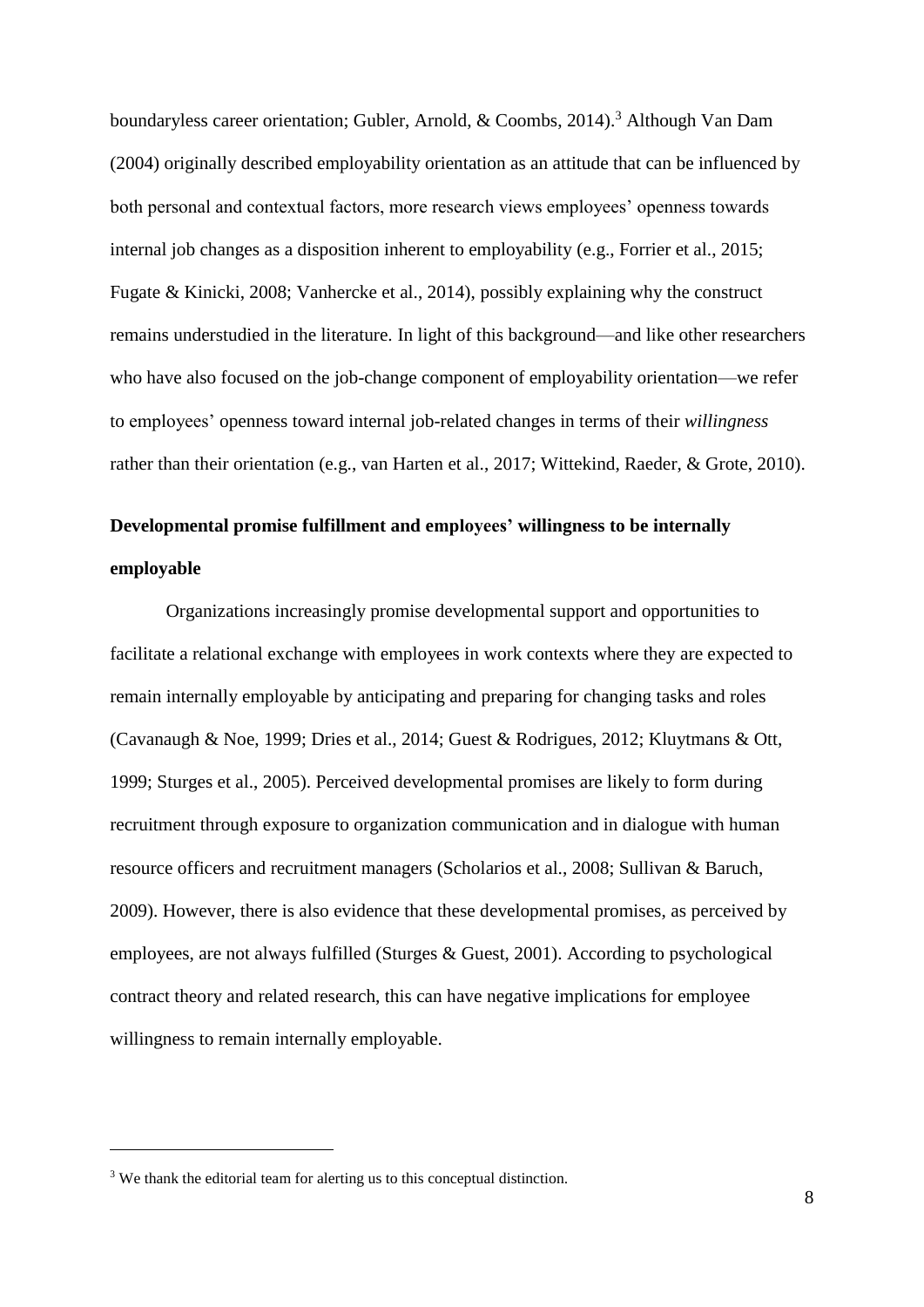boundaryless career orientation; Gubler, Arnold, & Coombs, 2014).[3] Although Van Dam (2004) originally described employability orientation as an attitude that can be influenced by both personal and contextual factors, more research views employees' openness towards internal job changes as a disposition inherent to employability (e.g., Forrier et al., 2015; Fugate & Kinicki, 2008; Vanhercke et al., 2014), possibly explaining why the construct remains understudied in the literature. In light of this background—and like other researchers who have also focused on the job-change component of employability orientation—we refer to employees' openness toward internal job-related changes in terms of their *willingness* rather than their orientation (e.g., van Harten et al., 2017; Wittekind, Raeder, & Grote, 2010).

## Developmental promise fulfillment and employees' willingness to be internally employable

Organizations increasingly promise developmental support and opportunities to facilitate a relational exchange with employees in work contexts where they are expected to remain internally employable by anticipating and preparing for changing tasks and roles (Cavanaugh & Noe, 1999; Dries et al., 2014; Guest & Rodrigues, 2012; Kluytmans & Ott, 1999; Sturges et al., 2005). Perceived developmental promises are likely to form during recruitment through exposure to organization communication and in dialogue with human resource officers and recruitment managers (Scholarios et al., 2008; Sullivan & Baruch, 2009). However, there is also evidence that these developmental promises, as perceived by employees, are not always fulfilled (Sturges & Guest, 2001). According to psychological contract theory and related research, this can have negative implications for employee willingness to remain internally employable.

[3] We thank the editorial team for alerting us to this conceptual distinction.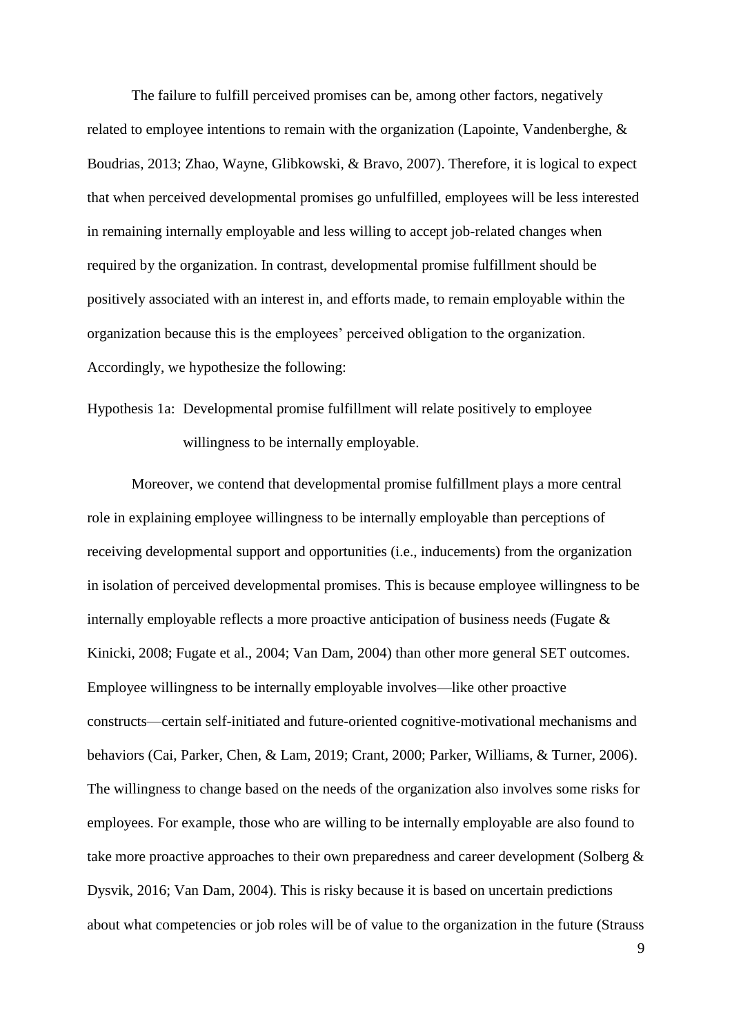The failure to fulfill perceived promises can be, among other factors, negatively related to employee intentions to remain with the organization (Lapointe, Vandenberghe, & Boudrias, 2013; Zhao, Wayne, Glibkowski, & Bravo, 2007). Therefore, it is logical to expect that when perceived developmental promises go unfulfilled, employees will be less interested in remaining internally employable and less willing to accept job-related changes when required by the organization. In contrast, developmental promise fulfillment should be positively associated with an interest in, and efforts made, to remain employable within the organization because this is the employees' perceived obligation to the organization. Accordingly, we hypothesize the following:

Hypothesis 1a: Developmental promise fulfillment will relate positively to employee willingness to be internally employable.

Moreover, we contend that developmental promise fulfillment plays a more central role in explaining employee willingness to be internally employable than perceptions of receiving developmental support and opportunities (i.e., inducements) from the organization in isolation of perceived developmental promises. This is because employee willingness to be internally employable reflects a more proactive anticipation of business needs (Fugate & Kinicki, 2008; Fugate et al., 2004; Van Dam, 2004) than other more general SET outcomes. Employee willingness to be internally employable involves—like other proactive constructs—certain self-initiated and future-oriented cognitive-motivational mechanisms and behaviors (Cai, Parker, Chen, & Lam, 2019; Crant, 2000; Parker, Williams, & Turner, 2006). The willingness to change based on the needs of the organization also involves some risks for employees. For example, those who are willing to be internally employable are also found to take more proactive approaches to their own preparedness and career development (Solberg & Dysvik, 2016; Van Dam, 2004). This is risky because it is based on uncertain predictions about what competencies or job roles will be of value to the organization in the future (Strauss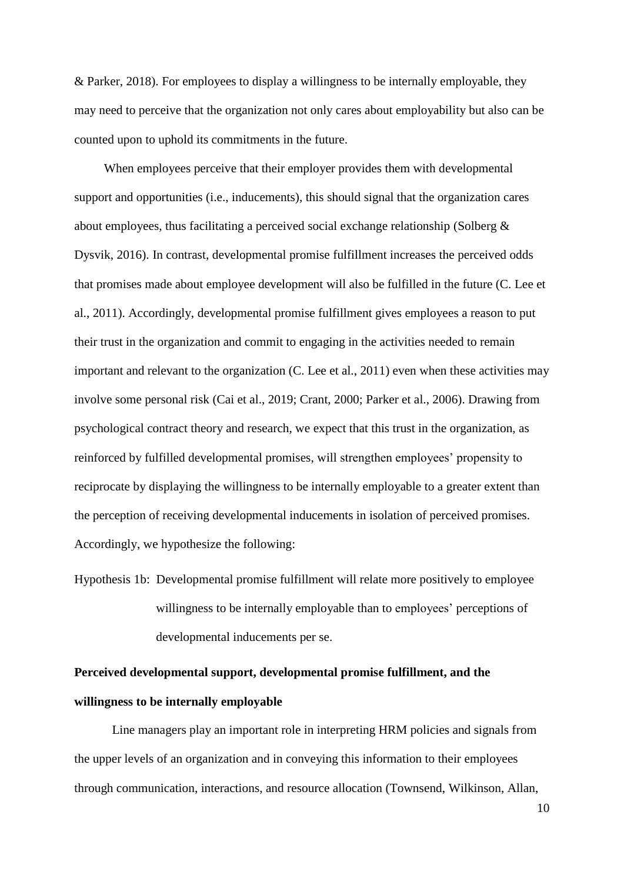& Parker, 2018). For employees to display a willingness to be internally employable, they may need to perceive that the organization not only cares about employability but also can be counted upon to uphold its commitments in the future.

When employees perceive that their employer provides them with developmental support and opportunities (i.e., inducements), this should signal that the organization cares about employees, thus facilitating a perceived social exchange relationship (Solberg & Dysvik, 2016). In contrast, developmental promise fulfillment increases the perceived odds that promises made about employee development will also be fulfilled in the future (C. Lee et al., 2011). Accordingly, developmental promise fulfillment gives employees a reason to put their trust in the organization and commit to engaging in the activities needed to remain important and relevant to the organization (C. Lee et al., 2011) even when these activities may involve some personal risk (Cai et al., 2019; Crant, 2000; Parker et al., 2006). Drawing from psychological contract theory and research, we expect that this trust in the organization, as reinforced by fulfilled developmental promises, will strengthen employees' propensity to reciprocate by displaying the willingness to be internally employable to a greater extent than the perception of receiving developmental inducements in isolation of perceived promises. Accordingly, we hypothesize the following:

Hypothesis 1b: Developmental promise fulfillment will relate more positively to employee willingness to be internally employable than to employees' perceptions of developmental inducements per se.

**Perceived developmental support, developmental promise fulfillment, and the willingness to be internally employable**

Line managers play an important role in interpreting HRM policies and signals from the upper levels of an organization and in conveying this information to their employees through communication, interactions, and resource allocation (Townsend, Wilkinson, Allan,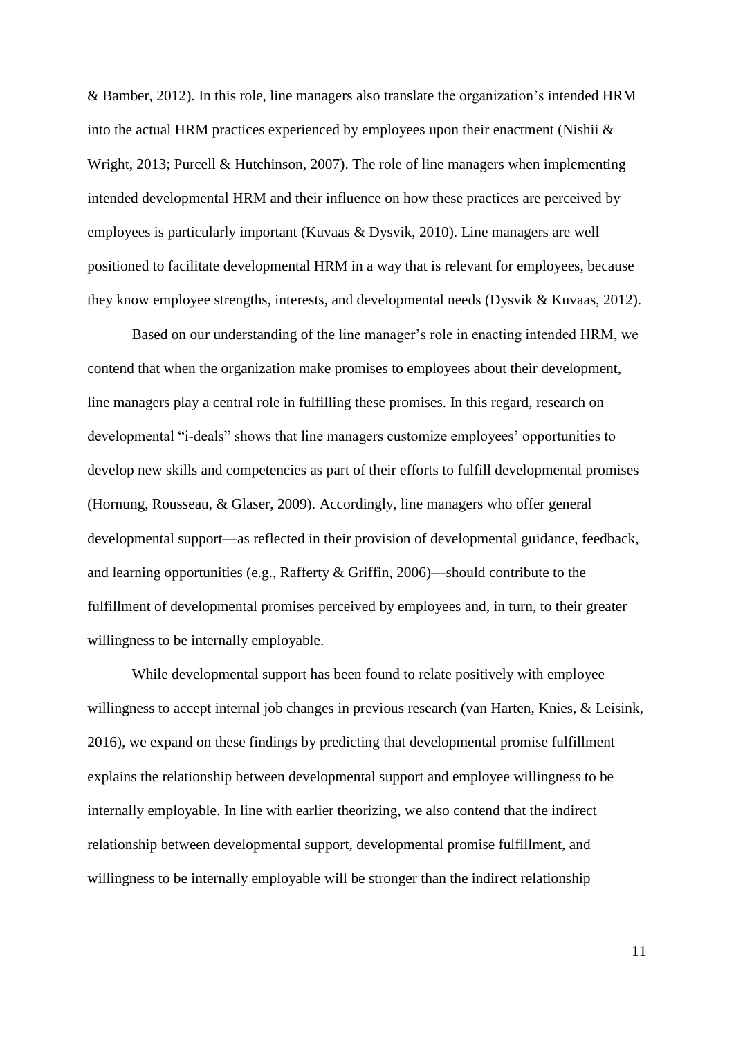& Bamber, 2012). In this role, line managers also translate the organization's intended HRM into the actual HRM practices experienced by employees upon their enactment (Nishii & Wright, 2013; Purcell & Hutchinson, 2007). The role of line managers when implementing intended developmental HRM and their influence on how these practices are perceived by employees is particularly important (Kuvaas & Dysvik, 2010). Line managers are well positioned to facilitate developmental HRM in a way that is relevant for employees, because they know employee strengths, interests, and developmental needs (Dysvik & Kuvaas, 2012).

Based on our understanding of the line manager's role in enacting intended HRM, we contend that when the organization make promises to employees about their development, line managers play a central role in fulfilling these promises. In this regard, research on developmental "i-deals" shows that line managers customize employees' opportunities to develop new skills and competencies as part of their efforts to fulfill developmental promises (Hornung, Rousseau, & Glaser, 2009). Accordingly, line managers who offer general developmental support—as reflected in their provision of developmental guidance, feedback, and learning opportunities (e.g., Rafferty & Griffin, 2006)—should contribute to the fulfillment of developmental promises perceived by employees and, in turn, to their greater willingness to be internally employable.

While developmental support has been found to relate positively with employee willingness to accept internal job changes in previous research (van Harten, Knies, & Leisink, 2016), we expand on these findings by predicting that developmental promise fulfillment explains the relationship between developmental support and employee willingness to be internally employable. In line with earlier theorizing, we also contend that the indirect relationship between developmental support, developmental promise fulfillment, and willingness to be internally employable will be stronger than the indirect relationship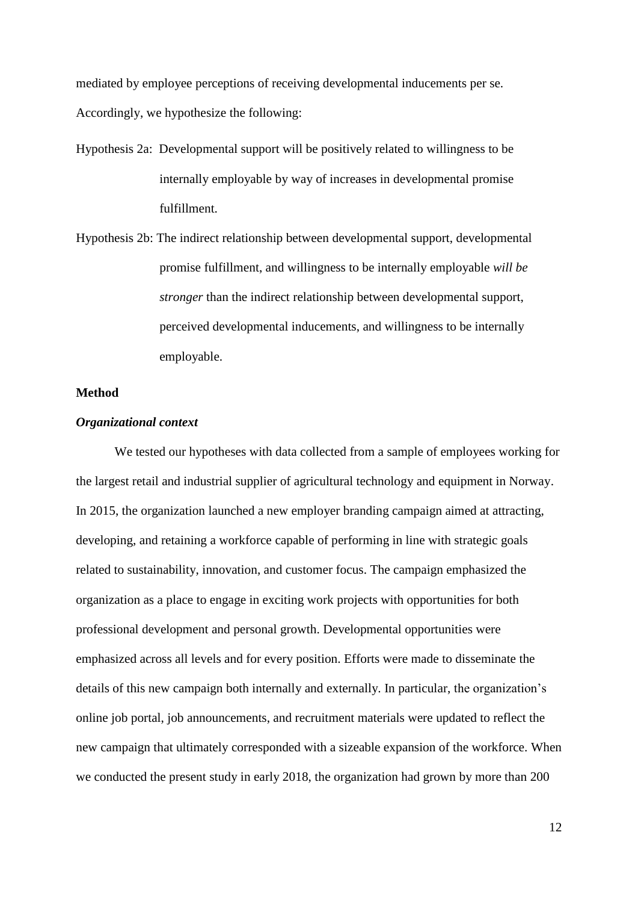mediated by employee perceptions of receiving developmental inducements per se. Accordingly, we hypothesize the following:

Hypothesis 2a: Developmental support will be positively related to willingness to be internally employable by way of increases in developmental promise fulfillment.

Hypothesis 2b: The indirect relationship between developmental support, developmental promise fulfillment, and willingness to be internally employable *will be stronger* than the indirect relationship between developmental support, perceived developmental inducements, and willingness to be internally employable.

## Method

### *Organizational context*

We tested our hypotheses with data collected from a sample of employees working for the largest retail and industrial supplier of agricultural technology and equipment in Norway. In 2015, the organization launched a new employer branding campaign aimed at attracting, developing, and retaining a workforce capable of performing in line with strategic goals related to sustainability, innovation, and customer focus. The campaign emphasized the organization as a place to engage in exciting work projects with opportunities for both professional development and personal growth. Developmental opportunities were emphasized across all levels and for every position. Efforts were made to disseminate the details of this new campaign both internally and externally. In particular, the organization's online job portal, job announcements, and recruitment materials were updated to reflect the new campaign that ultimately corresponded with a sizeable expansion of the workforce. When we conducted the present study in early 2018, the organization had grown by more than 200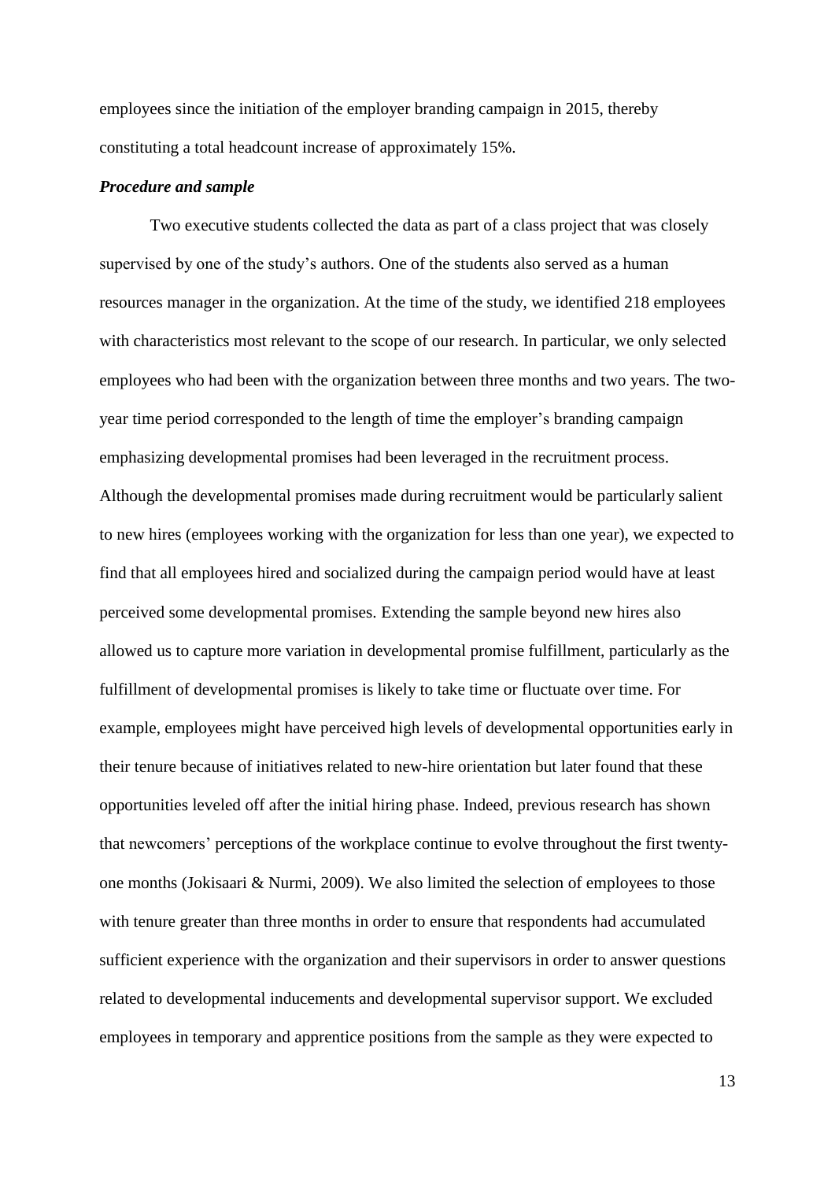employees since the initiation of the employer branding campaign in 2015, thereby constituting a total headcount increase of approximately 15%.

***Procedure and sample***

Two executive students collected the data as part of a class project that was closely supervised by one of the study's authors. One of the students also served as a human resources manager in the organization. At the time of the study, we identified 218 employees with characteristics most relevant to the scope of our research. In particular, we only selected employees who had been with the organization between three months and two years. The two-year time period corresponded to the length of time the employer's branding campaign emphasizing developmental promises had been leveraged in the recruitment process. Although the developmental promises made during recruitment would be particularly salient to new hires (employees working with the organization for less than one year), we expected to find that all employees hired and socialized during the campaign period would have at least perceived some developmental promises. Extending the sample beyond new hires also allowed us to capture more variation in developmental promise fulfillment, particularly as the fulfillment of developmental promises is likely to take time or fluctuate over time. For example, employees might have perceived high levels of developmental opportunities early in their tenure because of initiatives related to new-hire orientation but later found that these opportunities leveled off after the initial hiring phase. Indeed, previous research has shown that newcomers' perceptions of the workplace continue to evolve throughout the first twenty-one months (Jokisaari & Nurmi, 2009). We also limited the selection of employees to those with tenure greater than three months in order to ensure that respondents had accumulated sufficient experience with the organization and their supervisors in order to answer questions related to developmental inducements and developmental supervisor support. We excluded employees in temporary and apprentice positions from the sample as they were expected to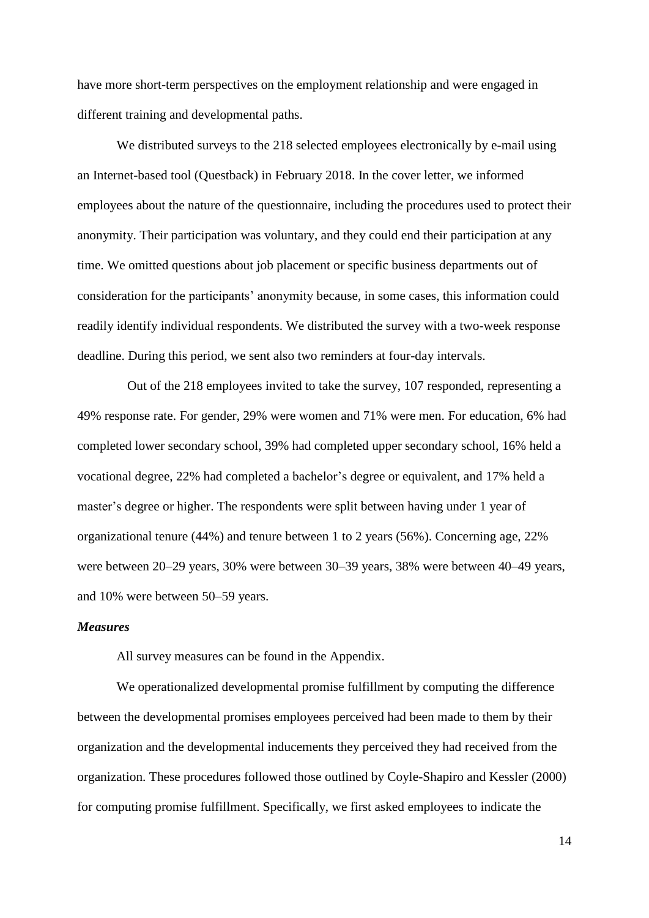have more short-term perspectives on the employment relationship and were engaged in different training and developmental paths.

We distributed surveys to the 218 selected employees electronically by e-mail using an Internet-based tool (Questback) in February 2018. In the cover letter, we informed employees about the nature of the questionnaire, including the procedures used to protect their anonymity. Their participation was voluntary, and they could end their participation at any time. We omitted questions about job placement or specific business departments out of consideration for the participants' anonymity because, in some cases, this information could readily identify individual respondents. We distributed the survey with a two-week response deadline. During this period, we sent also two reminders at four-day intervals.

Out of the 218 employees invited to take the survey, 107 responded, representing a 49% response rate. For gender, 29% were women and 71% were men. For education, 6% had completed lower secondary school, 39% had completed upper secondary school, 16% held a vocational degree, 22% had completed a bachelor's degree or equivalent, and 17% held a master's degree or higher. The respondents were split between having under 1 year of organizational tenure (44%) and tenure between 1 to 2 years (56%). Concerning age, 22% were between 20–29 years, 30% were between 30–39 years, 38% were between 40–49 years, and 10% were between 50–59 years.

### *Measures*

All survey measures can be found in the Appendix.

We operationalized developmental promise fulfillment by computing the difference between the developmental promises employees perceived had been made to them by their organization and the developmental inducements they perceived they had received from the organization. These procedures followed those outlined by Coyle-Shapiro and Kessler (2000) for computing promise fulfillment. Specifically, we first asked employees to indicate the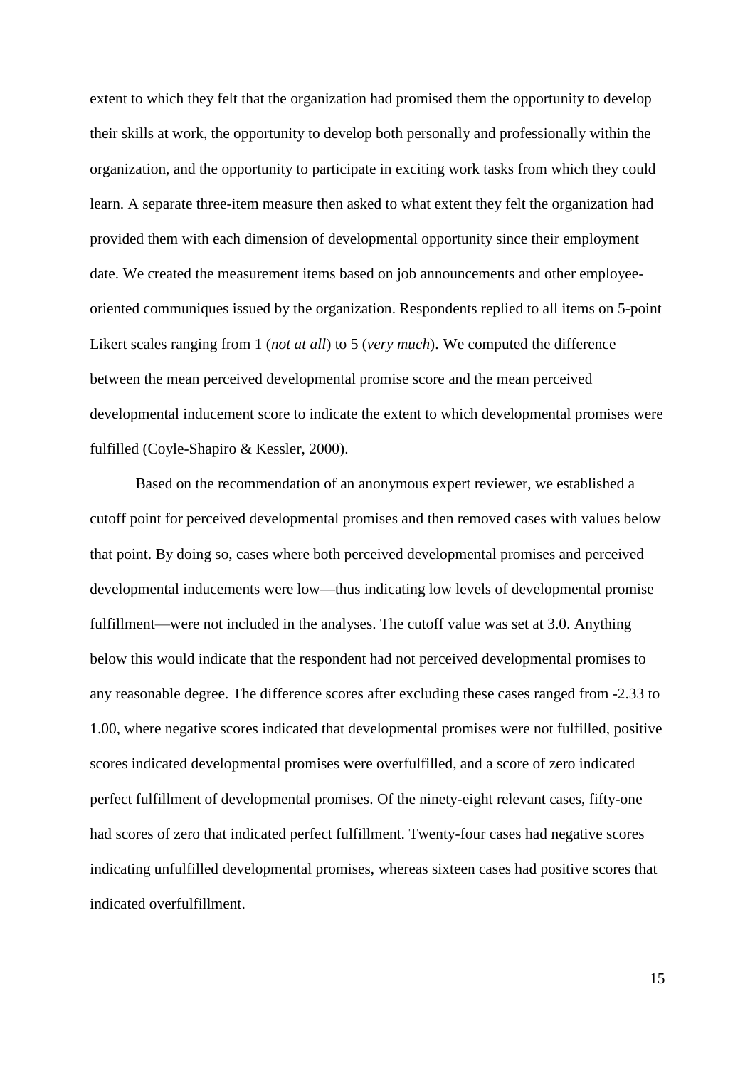extent to which they felt that the organization had promised them the opportunity to develop their skills at work, the opportunity to develop both personally and professionally within the organization, and the opportunity to participate in exciting work tasks from which they could learn. A separate three-item measure then asked to what extent they felt the organization had provided them with each dimension of developmental opportunity since their employment date. We created the measurement items based on job announcements and other employee-oriented communiques issued by the organization. Respondents replied to all items on 5-point Likert scales ranging from 1 (*not at all*) to 5 (*very much*). We computed the difference between the mean perceived developmental promise score and the mean perceived developmental inducement score to indicate the extent to which developmental promises were fulfilled (Coyle-Shapiro & Kessler, 2000).

Based on the recommendation of an anonymous expert reviewer, we established a cutoff point for perceived developmental promises and then removed cases with values below that point. By doing so, cases where both perceived developmental promises and perceived developmental inducements were low—thus indicating low levels of developmental promise fulfillment—were not included in the analyses. The cutoff value was set at 3.0. Anything below this would indicate that the respondent had not perceived developmental promises to any reasonable degree. The difference scores after excluding these cases ranged from -2.33 to 1.00, where negative scores indicated that developmental promises were not fulfilled, positive scores indicated developmental promises were overfulfilled, and a score of zero indicated perfect fulfillment of developmental promises. Of the ninety-eight relevant cases, fifty-one had scores of zero that indicated perfect fulfillment. Twenty-four cases had negative scores indicating unfulfilled developmental promises, whereas sixteen cases had positive scores that indicated overfulfillment.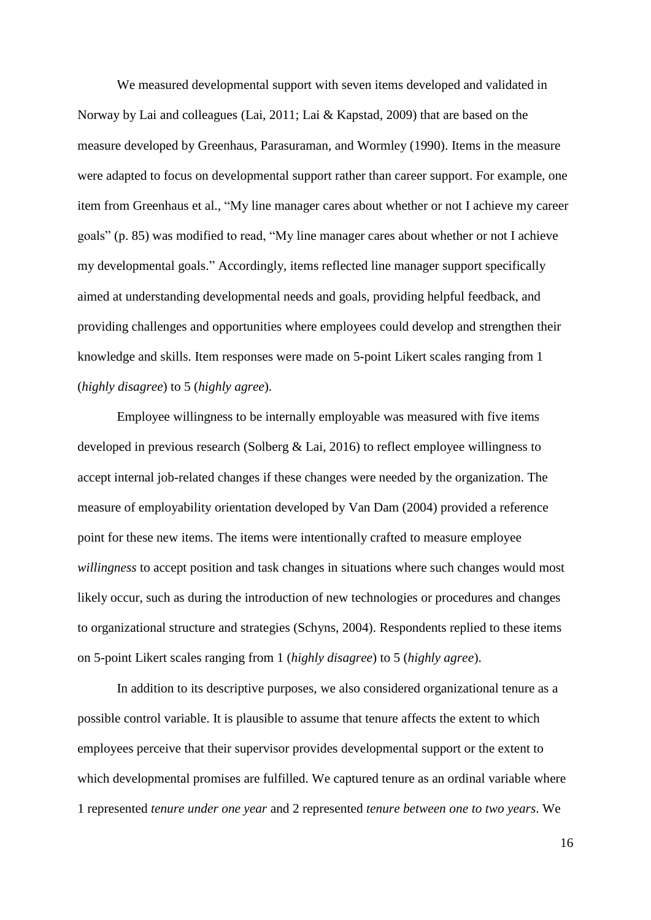We measured developmental support with seven items developed and validated in Norway by Lai and colleagues (Lai, 2011; Lai & Kapstad, 2009) that are based on the measure developed by Greenhaus, Parasuraman, and Wormley (1990). Items in the measure were adapted to focus on developmental support rather than career support. For example, one item from Greenhaus et al., "My line manager cares about whether or not I achieve my career goals" (p. 85) was modified to read, "My line manager cares about whether or not I achieve my developmental goals." Accordingly, items reflected line manager support specifically aimed at understanding developmental needs and goals, providing helpful feedback, and providing challenges and opportunities where employees could develop and strengthen their knowledge and skills. Item responses were made on 5-point Likert scales ranging from 1 (*highly disagree*) to 5 (*highly agree*).

Employee willingness to be internally employable was measured with five items developed in previous research (Solberg & Lai, 2016) to reflect employee willingness to accept internal job-related changes if these changes were needed by the organization. The measure of employability orientation developed by Van Dam (2004) provided a reference point for these new items. The items were intentionally crafted to measure employee *willingness* to accept position and task changes in situations where such changes would most likely occur, such as during the introduction of new technologies or procedures and changes to organizational structure and strategies (Schyns, 2004). Respondents replied to these items on 5-point Likert scales ranging from 1 (*highly disagree*) to 5 (*highly agree*).

In addition to its descriptive purposes, we also considered organizational tenure as a possible control variable. It is plausible to assume that tenure affects the extent to which employees perceive that their supervisor provides developmental support or the extent to which developmental promises are fulfilled. We captured tenure as an ordinal variable where 1 represented *tenure under one year* and 2 represented *tenure between one to two years*. We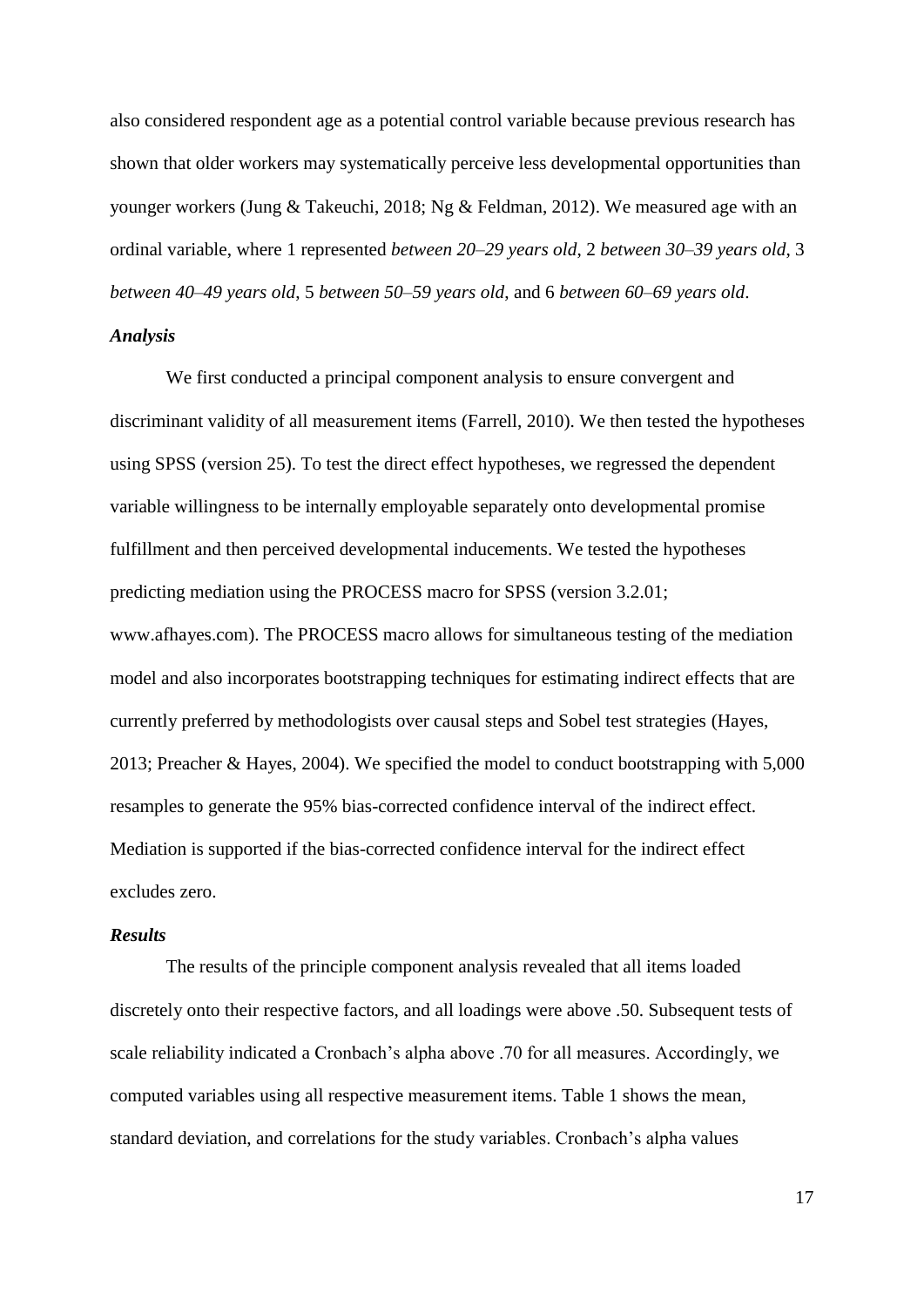also considered respondent age as a potential control variable because previous research has shown that older workers may systematically perceive less developmental opportunities than younger workers (Jung & Takeuchi, 2018; Ng & Feldman, 2012). We measured age with an ordinal variable, where 1 represented *between 20–29 years old*, 2 *between 30–39 years old*, 3 *between 40–49 years old*, 5 *between 50–59 years old*, and 6 *between 60–69 years old*.

### *Analysis*

We first conducted a principal component analysis to ensure convergent and discriminant validity of all measurement items (Farrell, 2010). We then tested the hypotheses using SPSS (version 25). To test the direct effect hypotheses, we regressed the dependent variable willingness to be internally employable separately onto developmental promise fulfillment and then perceived developmental inducements. We tested the hypotheses predicting mediation using the PROCESS macro for SPSS (version 3.2.01; www.afhayes.com). The PROCESS macro allows for simultaneous testing of the mediation model and also incorporates bootstrapping techniques for estimating indirect effects that are currently preferred by methodologists over causal steps and Sobel test strategies (Hayes, 2013; Preacher & Hayes, 2004). We specified the model to conduct bootstrapping with 5,000 resamples to generate the 95% bias-corrected confidence interval of the indirect effect. Mediation is supported if the bias-corrected confidence interval for the indirect effect excludes zero.

### *Results*

The results of the principle component analysis revealed that all items loaded discretely onto their respective factors, and all loadings were above .50. Subsequent tests of scale reliability indicated a Cronbach's alpha above .70 for all measures. Accordingly, we computed variables using all respective measurement items. Table 1 shows the mean, standard deviation, and correlations for the study variables. Cronbach's alpha values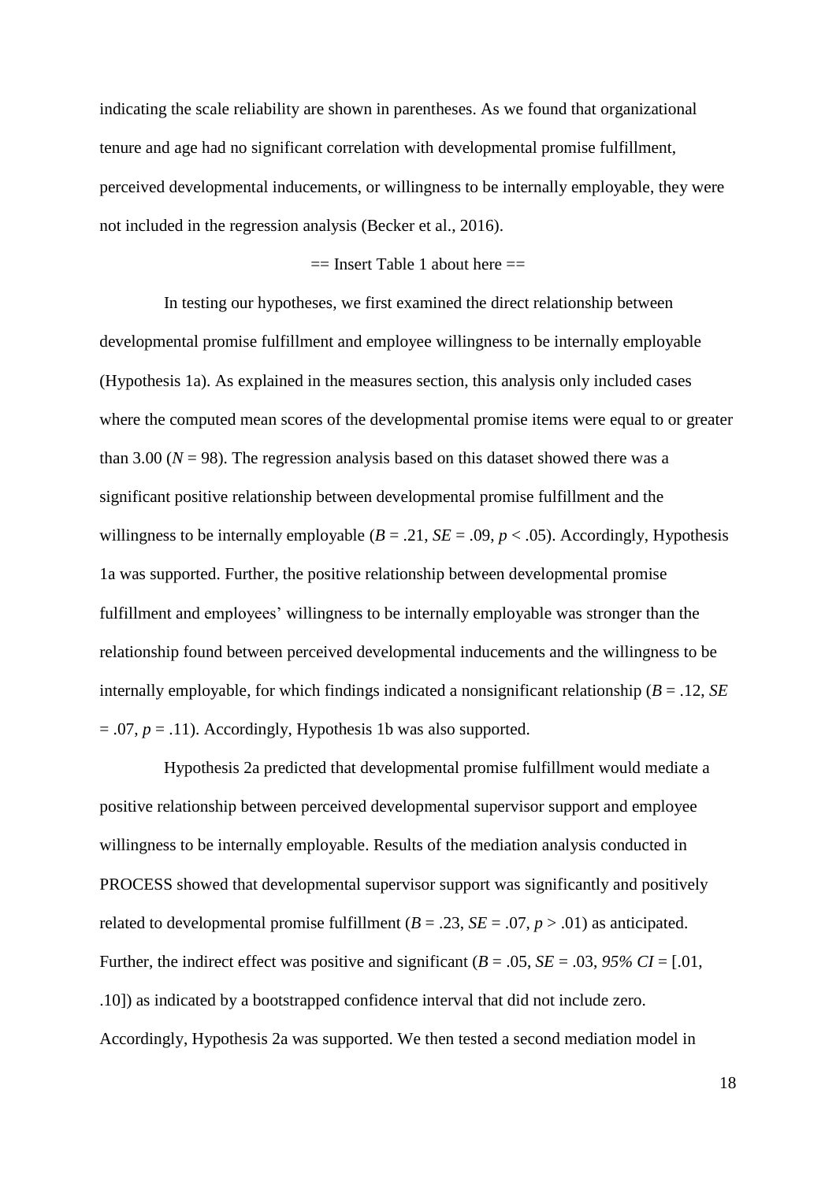indicating the scale reliability are shown in parentheses. As we found that organizational tenure and age had no significant correlation with developmental promise fulfillment, perceived developmental inducements, or willingness to be internally employable, they were not included in the regression analysis (Becker et al., 2016).

== Insert Table 1 about here ==

In testing our hypotheses, we first examined the direct relationship between developmental promise fulfillment and employee willingness to be internally employable (Hypothesis 1a). As explained in the measures section, this analysis only included cases where the computed mean scores of the developmental promise items were equal to or greater than 3.00 ($N$ = 98). The regression analysis based on this dataset showed there was a significant positive relationship between developmental promise fulfillment and the willingness to be internally employable ($B$ = .21, $SE$ = .09, $p$ < .05). Accordingly, Hypothesis 1a was supported. Further, the positive relationship between developmental promise fulfillment and employees' willingness to be internally employable was stronger than the relationship found between perceived developmental inducements and the willingness to be internally employable, for which findings indicated a nonsignificant relationship ($B$ = .12, $SE$ = .07, $p$ = .11). Accordingly, Hypothesis 1b was also supported.

Hypothesis 2a predicted that developmental promise fulfillment would mediate a positive relationship between perceived developmental supervisor support and employee willingness to be internally employable. Results of the mediation analysis conducted in PROCESS showed that developmental supervisor support was significantly and positively related to developmental promise fulfillment ($B$ = .23, $SE$ = .07, $p$ > .01) as anticipated. Further, the indirect effect was positive and significant ($B$ = .05, $SE$ = .03, *95% CI* = [.01, .10]) as indicated by a bootstrapped confidence interval that did not include zero. Accordingly, Hypothesis 2a was supported. We then tested a second mediation model in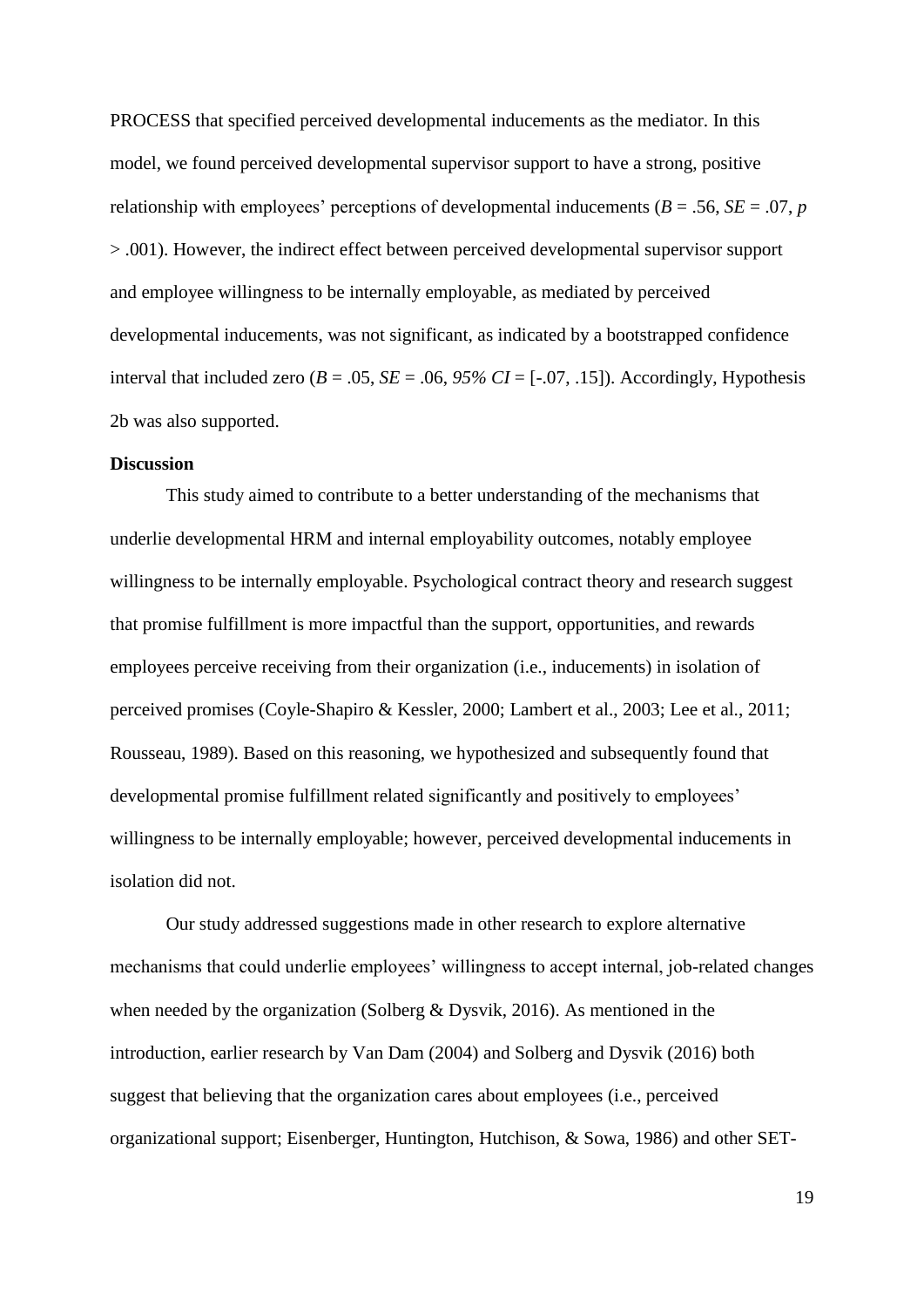PROCESS that specified perceived developmental inducements as the mediator. In this model, we found perceived developmental supervisor support to have a strong, positive relationship with employees' perceptions of developmental inducements ($B = .56$, $SE = .07$, $p > .001$). However, the indirect effect between perceived developmental supervisor support and employee willingness to be internally employable, as mediated by perceived developmental inducements, was not significant, as indicated by a bootstrapped confidence interval that included zero ($B = .05$, $SE = .06$, *95% CI* = [-.07, .15]). Accordingly, Hypothesis 2b was also supported.

**Discussion**

This study aimed to contribute to a better understanding of the mechanisms that underlie developmental HRM and internal employability outcomes, notably employee willingness to be internally employable. Psychological contract theory and research suggest that promise fulfillment is more impactful than the support, opportunities, and rewards employees perceive receiving from their organization (i.e., inducements) in isolation of perceived promises (Coyle-Shapiro & Kessler, 2000; Lambert et al., 2003; Lee et al., 2011; Rousseau, 1989). Based on this reasoning, we hypothesized and subsequently found that developmental promise fulfillment related significantly and positively to employees' willingness to be internally employable; however, perceived developmental inducements in isolation did not.

Our study addressed suggestions made in other research to explore alternative mechanisms that could underlie employees' willingness to accept internal, job-related changes when needed by the organization (Solberg & Dysvik, 2016). As mentioned in the introduction, earlier research by Van Dam (2004) and Solberg and Dysvik (2016) both suggest that believing that the organization cares about employees (i.e., perceived organizational support; Eisenberger, Huntington, Hutchison, & Sowa, 1986) and other SET-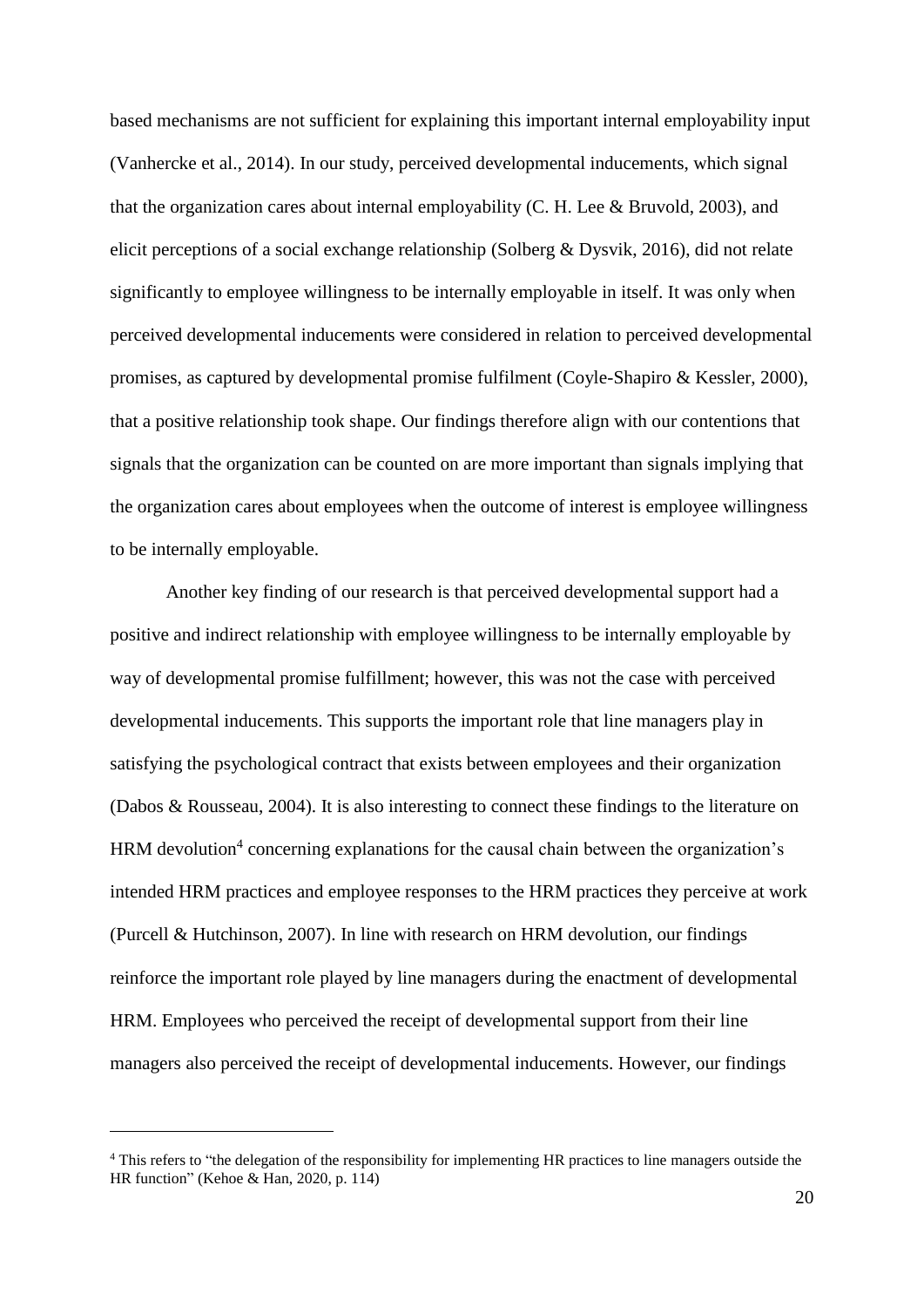based mechanisms are not sufficient for explaining this important internal employability input (Vanhercke et al., 2014). In our study, perceived developmental inducements, which signal that the organization cares about internal employability (C. H. Lee & Bruvold, 2003), and elicit perceptions of a social exchange relationship (Solberg & Dysvik, 2016), did not relate significantly to employee willingness to be internally employable in itself. It was only when perceived developmental inducements were considered in relation to perceived developmental promises, as captured by developmental promise fulfilment (Coyle-Shapiro & Kessler, 2000), that a positive relationship took shape. Our findings therefore align with our contentions that signals that the organization can be counted on are more important than signals implying that the organization cares about employees when the outcome of interest is employee willingness to be internally employable.

Another key finding of our research is that perceived developmental support had a positive and indirect relationship with employee willingness to be internally employable by way of developmental promise fulfillment; however, this was not the case with perceived developmental inducements. This supports the important role that line managers play in satisfying the psychological contract that exists between employees and their organization (Dabos & Rousseau, 2004). It is also interesting to connect these findings to the literature on HRM devolution[4] concerning explanations for the causal chain between the organization's intended HRM practices and employee responses to the HRM practices they perceive at work (Purcell & Hutchinson, 2007). In line with research on HRM devolution, our findings reinforce the important role played by line managers during the enactment of developmental HRM. Employees who perceived the receipt of developmental support from their line managers also perceived the receipt of developmental inducements. However, our findings

[4] This refers to "the delegation of the responsibility for implementing HR practices to line managers outside the HR function" (Kehoe & Han, 2020, p. 114)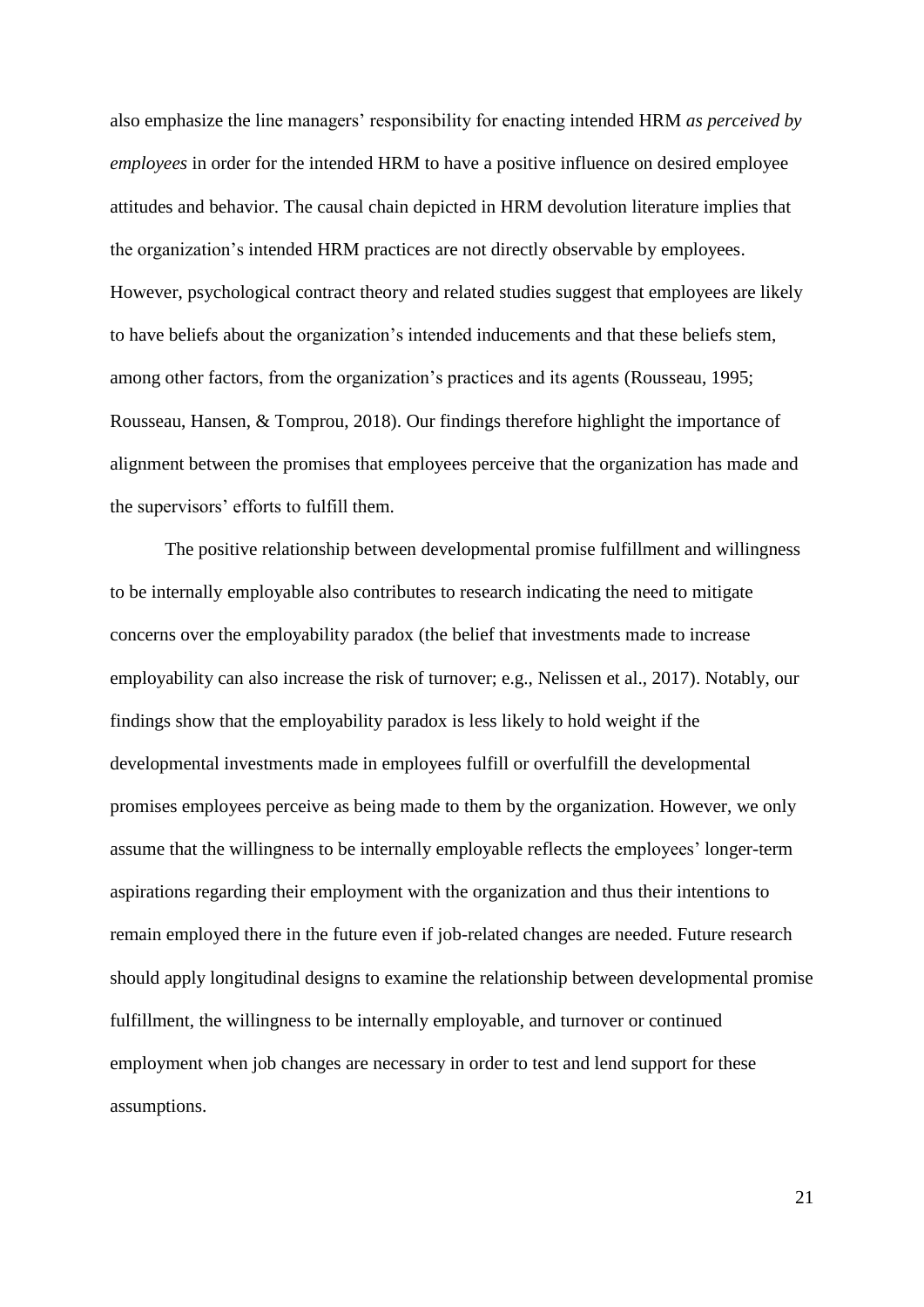also emphasize the line managers' responsibility for enacting intended HRM *as perceived by employees* in order for the intended HRM to have a positive influence on desired employee attitudes and behavior. The causal chain depicted in HRM devolution literature implies that the organization's intended HRM practices are not directly observable by employees. However, psychological contract theory and related studies suggest that employees are likely to have beliefs about the organization's intended inducements and that these beliefs stem, among other factors, from the organization's practices and its agents (Rousseau, 1995; Rousseau, Hansen, & Tomprou, 2018). Our findings therefore highlight the importance of alignment between the promises that employees perceive that the organization has made and the supervisors' efforts to fulfill them.

The positive relationship between developmental promise fulfillment and willingness to be internally employable also contributes to research indicating the need to mitigate concerns over the employability paradox (the belief that investments made to increase employability can also increase the risk of turnover; e.g., Nelissen et al., 2017). Notably, our findings show that the employability paradox is less likely to hold weight if the developmental investments made in employees fulfill or overfulfill the developmental promises employees perceive as being made to them by the organization. However, we only assume that the willingness to be internally employable reflects the employees' longer-term aspirations regarding their employment with the organization and thus their intentions to remain employed there in the future even if job-related changes are needed. Future research should apply longitudinal designs to examine the relationship between developmental promise fulfillment, the willingness to be internally employable, and turnover or continued employment when job changes are necessary in order to test and lend support for these assumptions.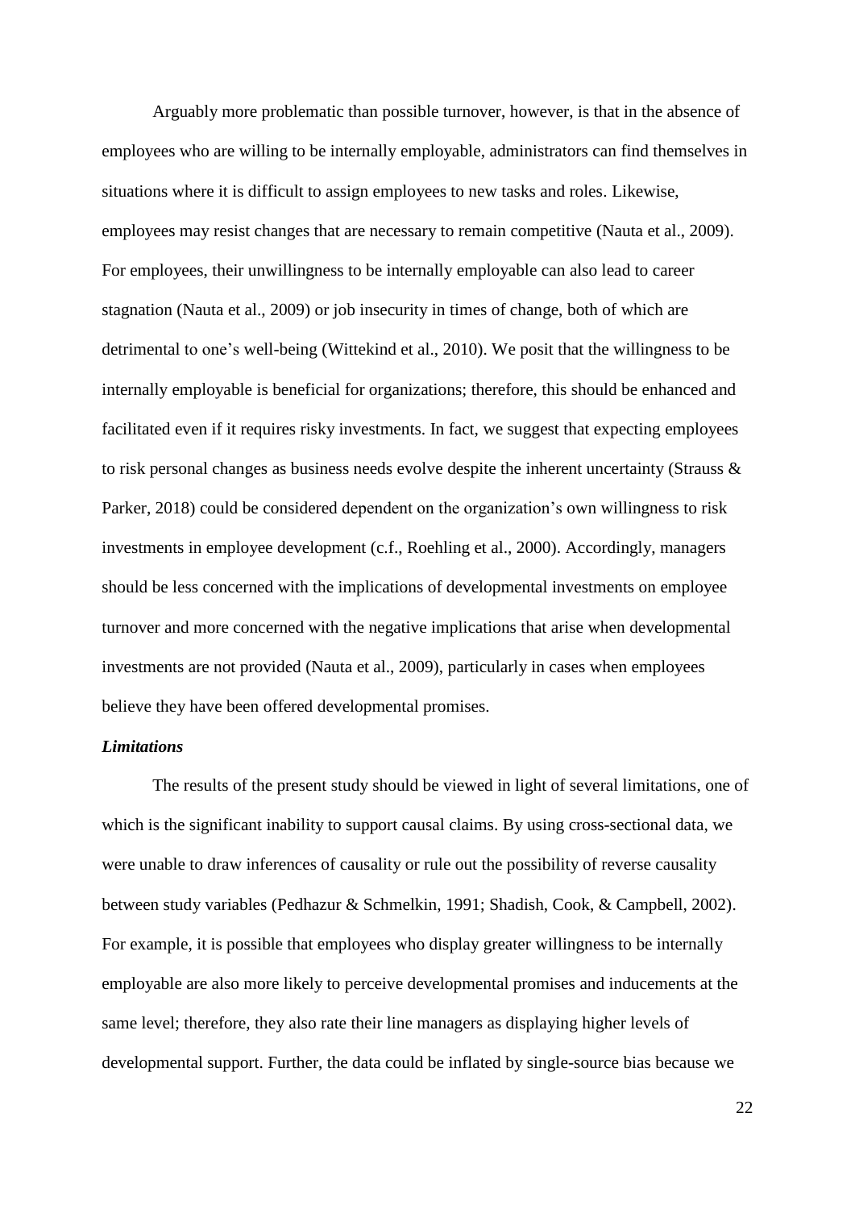Arguably more problematic than possible turnover, however, is that in the absence of employees who are willing to be internally employable, administrators can find themselves in situations where it is difficult to assign employees to new tasks and roles. Likewise, employees may resist changes that are necessary to remain competitive (Nauta et al., 2009). For employees, their unwillingness to be internally employable can also lead to career stagnation (Nauta et al., 2009) or job insecurity in times of change, both of which are detrimental to one's well-being (Wittekind et al., 2010). We posit that the willingness to be internally employable is beneficial for organizations; therefore, this should be enhanced and facilitated even if it requires risky investments. In fact, we suggest that expecting employees to risk personal changes as business needs evolve despite the inherent uncertainty (Strauss & Parker, 2018) could be considered dependent on the organization's own willingness to risk investments in employee development (c.f., Roehling et al., 2000). Accordingly, managers should be less concerned with the implications of developmental investments on employee turnover and more concerned with the negative implications that arise when developmental investments are not provided (Nauta et al., 2009), particularly in cases when employees believe they have been offered developmental promises.

***Limitations***

The results of the present study should be viewed in light of several limitations, one of which is the significant inability to support causal claims. By using cross-sectional data, we were unable to draw inferences of causality or rule out the possibility of reverse causality between study variables (Pedhazur & Schmelkin, 1991; Shadish, Cook, & Campbell, 2002). For example, it is possible that employees who display greater willingness to be internally employable are also more likely to perceive developmental promises and inducements at the same level; therefore, they also rate their line managers as displaying higher levels of developmental support. Further, the data could be inflated by single-source bias because we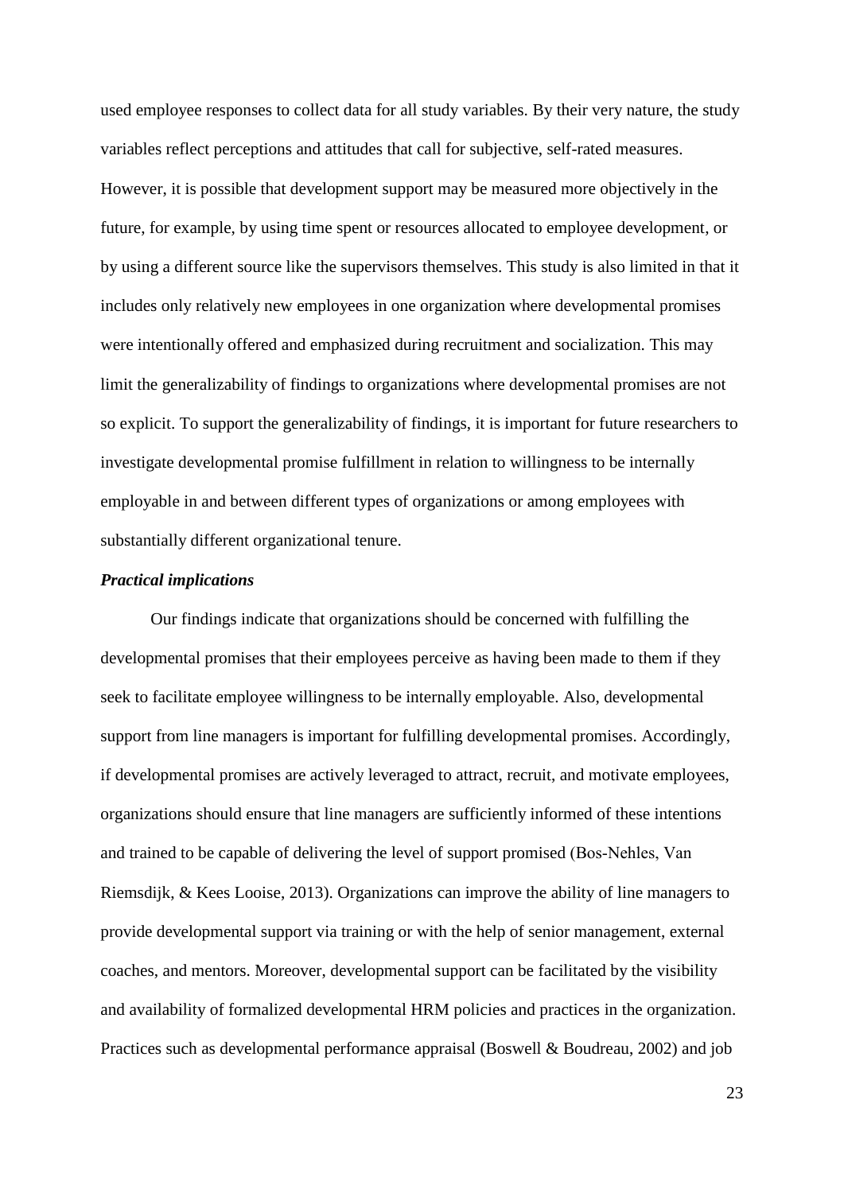used employee responses to collect data for all study variables. By their very nature, the study variables reflect perceptions and attitudes that call for subjective, self-rated measures. However, it is possible that development support may be measured more objectively in the future, for example, by using time spent or resources allocated to employee development, or by using a different source like the supervisors themselves. This study is also limited in that it includes only relatively new employees in one organization where developmental promises were intentionally offered and emphasized during recruitment and socialization. This may limit the generalizability of findings to organizations where developmental promises are not so explicit. To support the generalizability of findings, it is important for future researchers to investigate developmental promise fulfillment in relation to willingness to be internally employable in and between different types of organizations or among employees with substantially different organizational tenure.

***Practical implications***

Our findings indicate that organizations should be concerned with fulfilling the developmental promises that their employees perceive as having been made to them if they seek to facilitate employee willingness to be internally employable. Also, developmental support from line managers is important for fulfilling developmental promises. Accordingly, if developmental promises are actively leveraged to attract, recruit, and motivate employees, organizations should ensure that line managers are sufficiently informed of these intentions and trained to be capable of delivering the level of support promised (Bos-Nehles, Van Riemsdijk, & Kees Looise, 2013). Organizations can improve the ability of line managers to provide developmental support via training or with the help of senior management, external coaches, and mentors. Moreover, developmental support can be facilitated by the visibility and availability of formalized developmental HRM policies and practices in the organization. Practices such as developmental performance appraisal (Boswell & Boudreau, 2002) and job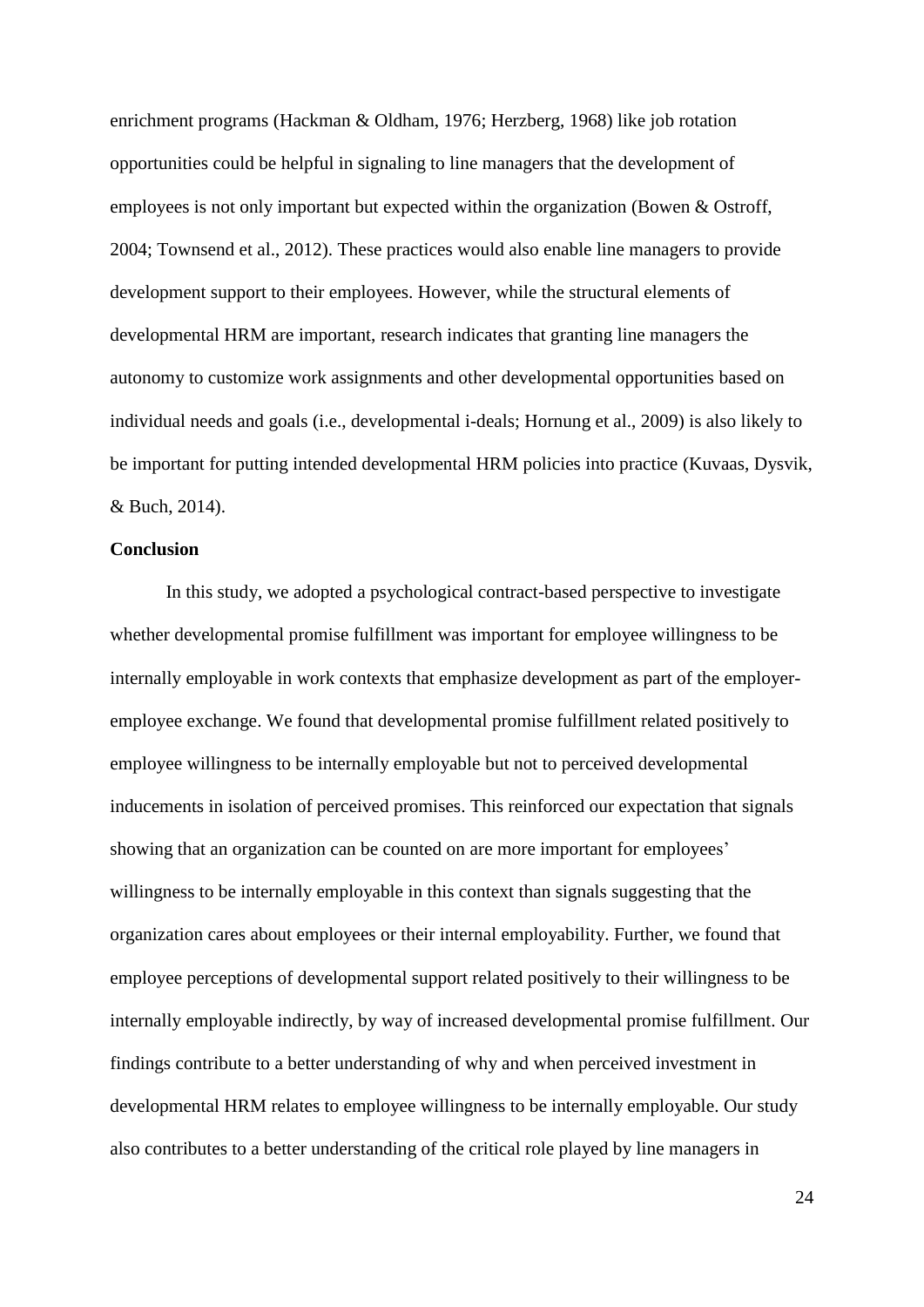enrichment programs (Hackman & Oldham, 1976; Herzberg, 1968) like job rotation opportunities could be helpful in signaling to line managers that the development of employees is not only important but expected within the organization (Bowen & Ostroff, 2004; Townsend et al., 2012). These practices would also enable line managers to provide development support to their employees. However, while the structural elements of developmental HRM are important, research indicates that granting line managers the autonomy to customize work assignments and other developmental opportunities based on individual needs and goals (i.e., developmental i-deals; Hornung et al., 2009) is also likely to be important for putting intended developmental HRM policies into practice (Kuvaas, Dysvik, & Buch, 2014).

**Conclusion**

In this study, we adopted a psychological contract-based perspective to investigate whether developmental promise fulfillment was important for employee willingness to be internally employable in work contexts that emphasize development as part of the employer-employee exchange. We found that developmental promise fulfillment related positively to employee willingness to be internally employable but not to perceived developmental inducements in isolation of perceived promises. This reinforced our expectation that signals showing that an organization can be counted on are more important for employees' willingness to be internally employable in this context than signals suggesting that the organization cares about employees or their internal employability. Further, we found that employee perceptions of developmental support related positively to their willingness to be internally employable indirectly, by way of increased developmental promise fulfillment. Our findings contribute to a better understanding of why and when perceived investment in developmental HRM relates to employee willingness to be internally employable. Our study also contributes to a better understanding of the critical role played by line managers in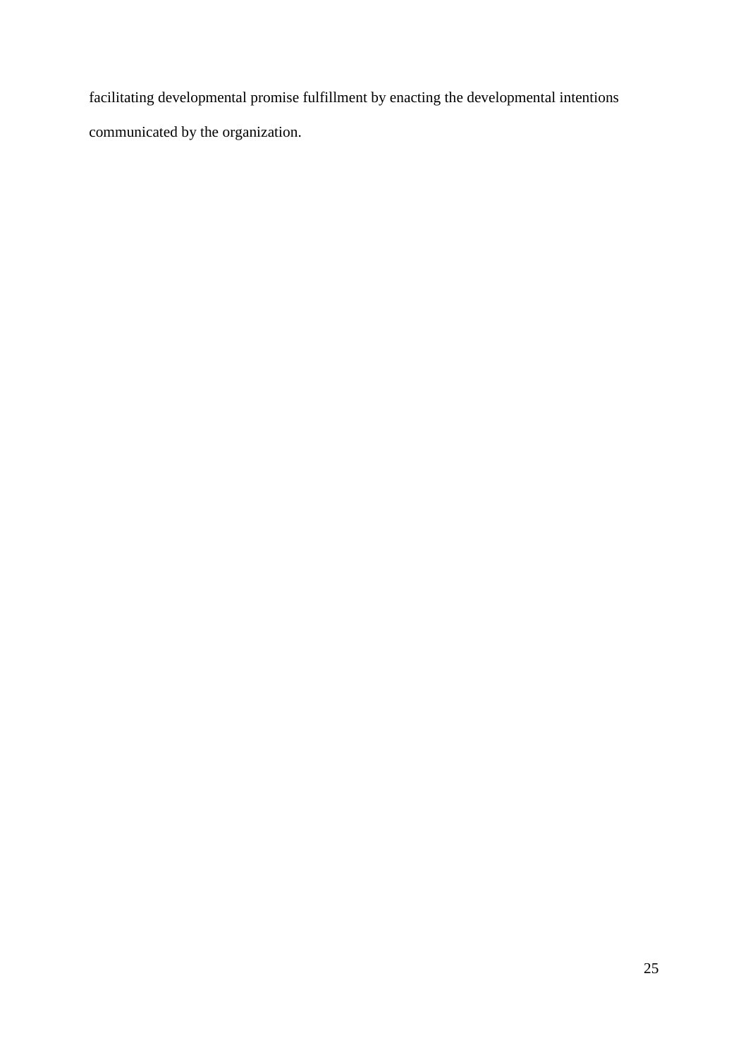facilitating developmental promise fulfillment by enacting the developmental intentions communicated by the organization.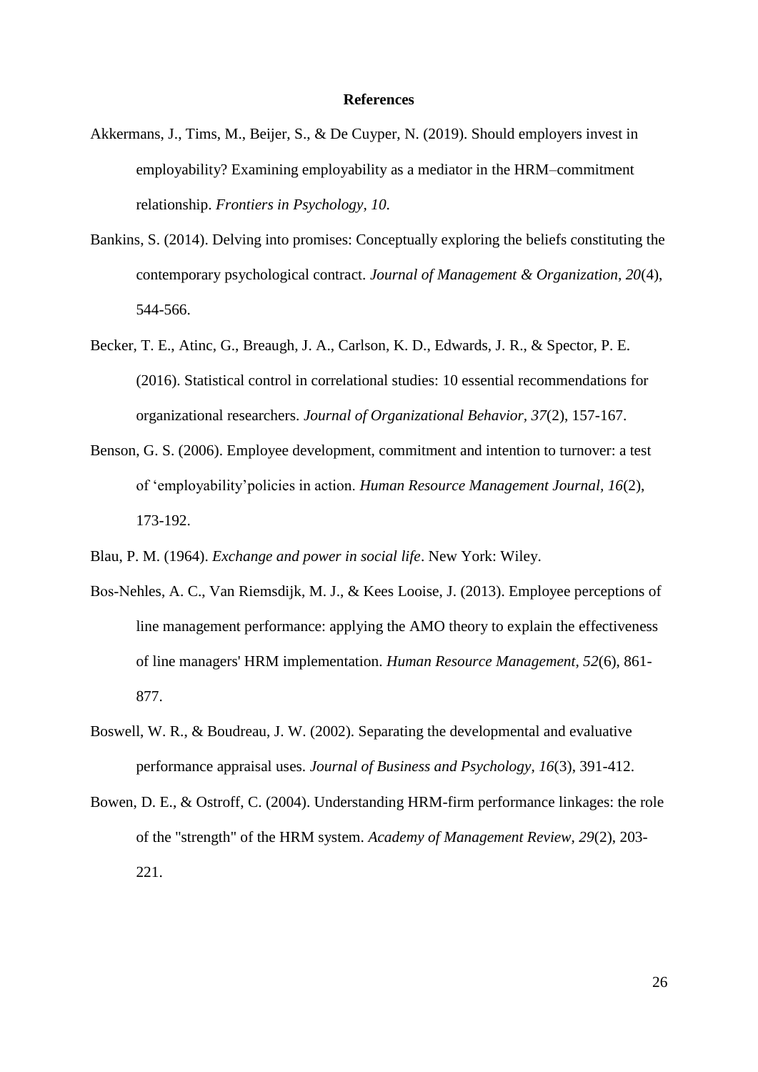# References

Akkermans, J., Tims, M., Beijer, S., & De Cuyper, N. (2019). Should employers invest in employability? Examining employability as a mediator in the HRM–commitment relationship. *Frontiers in Psychology, 10*.

Bankins, S. (2014). Delving into promises: Conceptually exploring the beliefs constituting the contemporary psychological contract. *Journal of Management & Organization, 20*(4), 544-566.

Becker, T. E., Atinc, G., Breaugh, J. A., Carlson, K. D., Edwards, J. R., & Spector, P. E. (2016). Statistical control in correlational studies: 10 essential recommendations for organizational researchers. *Journal of Organizational Behavior, 37*(2), 157-167.

Benson, G. S. (2006). Employee development, commitment and intention to turnover: a test of 'employability'policies in action. *Human Resource Management Journal, 16*(2), 173-192.

Blau, P. M. (1964). *Exchange and power in social life*. New York: Wiley.

Bos-Nehles, A. C., Van Riemsdijk, M. J., & Kees Looise, J. (2013). Employee perceptions of line management performance: applying the AMO theory to explain the effectiveness of line managers' HRM implementation. *Human Resource Management, 52*(6), 861-877.

Boswell, W. R., & Boudreau, J. W. (2002). Separating the developmental and evaluative performance appraisal uses. *Journal of Business and Psychology, 16*(3), 391-412.

Bowen, D. E., & Ostroff, C. (2004). Understanding HRM-firm performance linkages: the role of the "strength" of the HRM system. *Academy of Management Review, 29*(2), 203-221.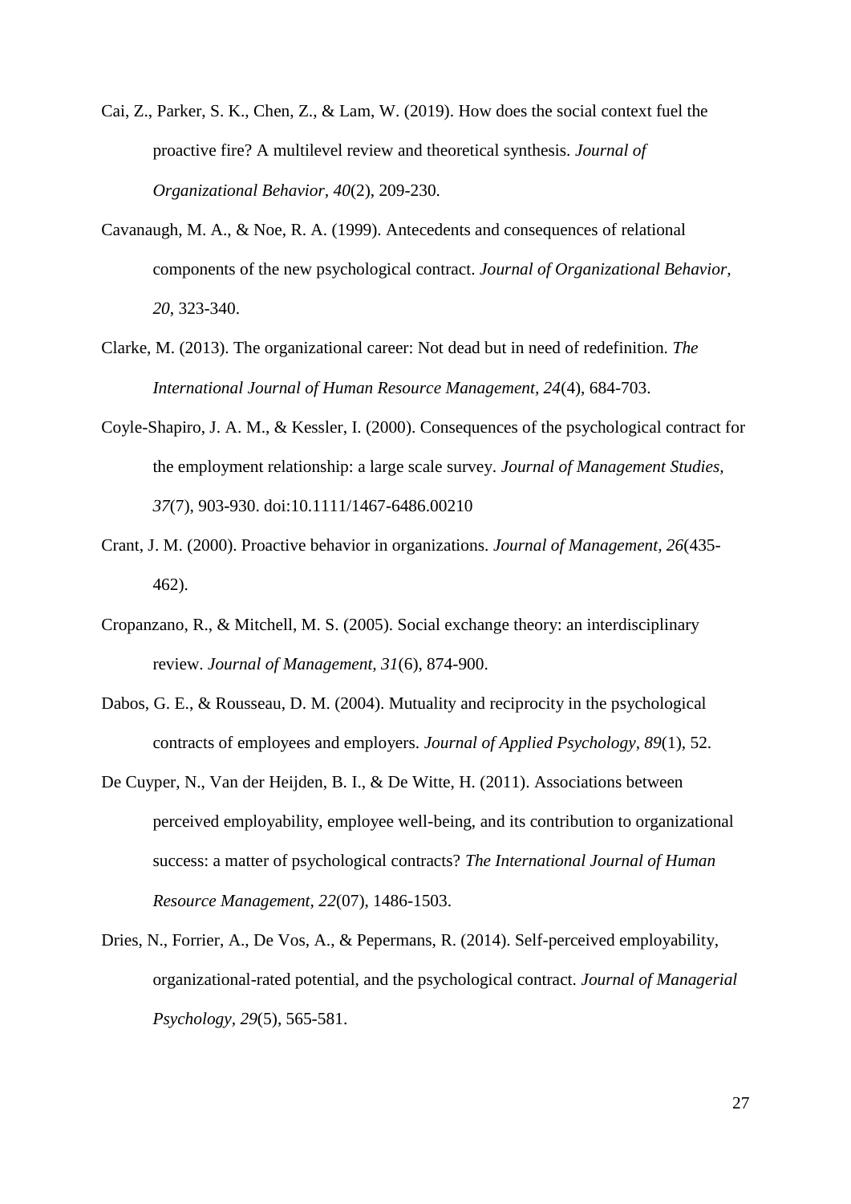Cai, Z., Parker, S. K., Chen, Z., & Lam, W. (2019). How does the social context fuel the proactive fire? A multilevel review and theoretical synthesis. *Journal of Organizational Behavior, 40*(2), 209-230.

Cavanaugh, M. A., & Noe, R. A. (1999). Antecedents and consequences of relational components of the new psychological contract. *Journal of Organizational Behavior, 20*, 323-340.

Clarke, M. (2013). The organizational career: Not dead but in need of redefinition. *The International Journal of Human Resource Management, 24*(4), 684-703.

Coyle-Shapiro, J. A. M., & Kessler, I. (2000). Consequences of the psychological contract for the employment relationship: a large scale survey. *Journal of Management Studies, 37*(7), 903-930. doi:10.1111/1467-6486.00210

Crant, J. M. (2000). Proactive behavior in organizations. *Journal of Management, 26*(435-462).

Cropanzano, R., & Mitchell, M. S. (2005). Social exchange theory: an interdisciplinary review. *Journal of Management, 31*(6), 874-900.

Dabos, G. E., & Rousseau, D. M. (2004). Mutuality and reciprocity in the psychological contracts of employees and employers. *Journal of Applied Psychology, 89*(1), 52.

De Cuyper, N., Van der Heijden, B. I., & De Witte, H. (2011). Associations between perceived employability, employee well-being, and its contribution to organizational success: a matter of psychological contracts? *The International Journal of Human Resource Management, 22*(07), 1486-1503.

Dries, N., Forrier, A., De Vos, A., & Pepermans, R. (2014). Self-perceived employability, organizational-rated potential, and the psychological contract. *Journal of Managerial Psychology, 29*(5), 565-581.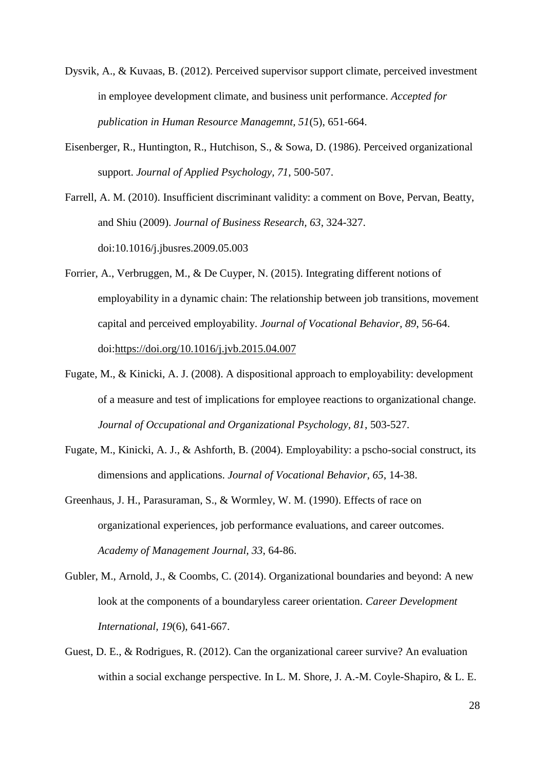Dysvik, A., & Kuvaas, B. (2012). Perceived supervisor support climate, perceived investment in employee development climate, and business unit performance. *Accepted for publication in Human Resource Managemnt, 51*(5), 651-664.

Eisenberger, R., Huntington, R., Hutchison, S., & Sowa, D. (1986). Perceived organizational support. *Journal of Applied Psychology, 71*, 500-507.

Farrell, A. M. (2010). Insufficient discriminant validity: a comment on Bove, Pervan, Beatty, and Shiu (2009). *Journal of Business Research, 63*, 324-327. doi:10.1016/j.jbusres.2009.05.003

Forrier, A., Verbruggen, M., & De Cuyper, N. (2015). Integrating different notions of employability in a dynamic chain: The relationship between job transitions, movement capital and perceived employability. *Journal of Vocational Behavior, 89*, 56-64. doi:https://doi.org/10.1016/j.jvb.2015.04.007

Fugate, M., & Kinicki, A. J. (2008). A dispositional approach to employability: development of a measure and test of implications for employee reactions to organizational change. *Journal of Occupational and Organizational Psychology, 81*, 503-527.

Fugate, M., Kinicki, A. J., & Ashforth, B. (2004). Employability: a pscho-social construct, its dimensions and applications. *Journal of Vocational Behavior, 65*, 14-38.

Greenhaus, J. H., Parasuraman, S., & Wormley, W. M. (1990). Effects of race on organizational experiences, job performance evaluations, and career outcomes. *Academy of Management Journal, 33*, 64-86.

Gubler, M., Arnold, J., & Coombs, C. (2014). Organizational boundaries and beyond: A new look at the components of a boundaryless career orientation. *Career Development International, 19*(6), 641-667.

Guest, D. E., & Rodrigues, R. (2012). Can the organizational career survive? An evaluation within a social exchange perspective. In L. M. Shore, J. A.-M. Coyle-Shapiro, & L. E.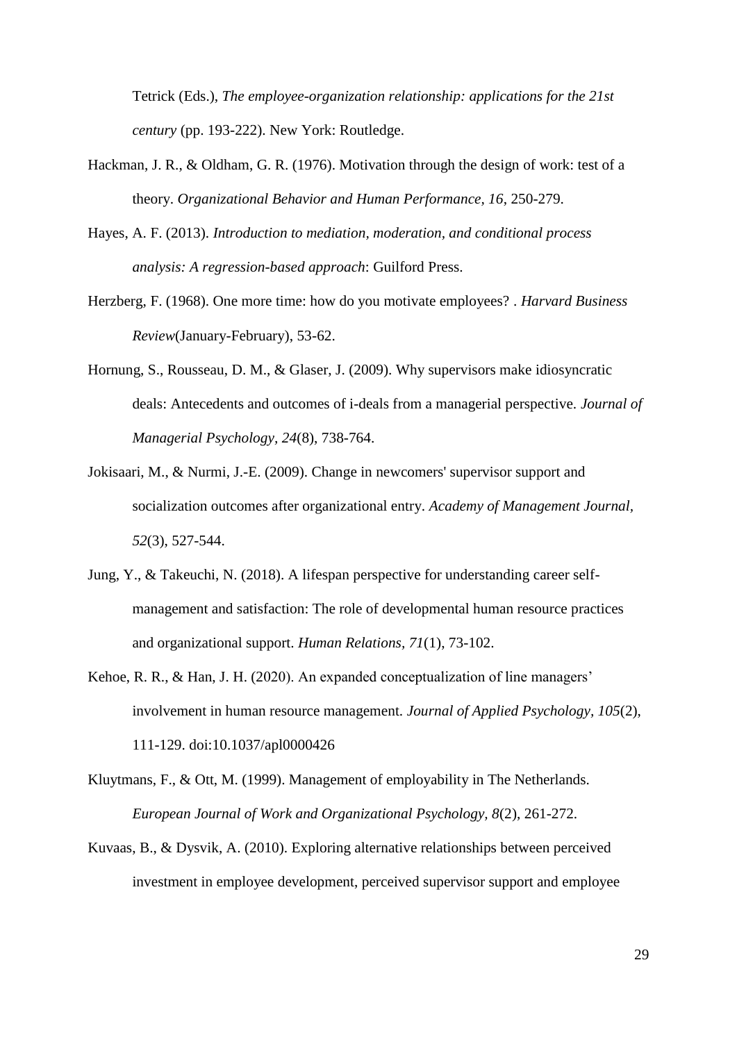Tetrick (Eds.), *The employee-organization relationship: applications for the 21st century* (pp. 193-222). New York: Routledge.

Hackman, J. R., & Oldham, G. R. (1976). Motivation through the design of work: test of a theory. *Organizational Behavior and Human Performance, 16*, 250-279.

Hayes, A. F. (2013). *Introduction to mediation, moderation, and conditional process analysis: A regression-based approach*: Guilford Press.

Herzberg, F. (1968). One more time: how do you motivate employees? . *Harvard Business Review*(January-February), 53-62.

Hornung, S., Rousseau, D. M., & Glaser, J. (2009). Why supervisors make idiosyncratic deals: Antecedents and outcomes of i-deals from a managerial perspective. *Journal of Managerial Psychology, 24*(8), 738-764.

Jokisaari, M., & Nurmi, J.-E. (2009). Change in newcomers' supervisor support and socialization outcomes after organizational entry. *Academy of Management Journal, 52*(3), 527-544.

Jung, Y., & Takeuchi, N. (2018). A lifespan perspective for understanding career self-management and satisfaction: The role of developmental human resource practices and organizational support. *Human Relations, 71*(1), 73-102.

Kehoe, R. R., & Han, J. H. (2020). An expanded conceptualization of line managers' involvement in human resource management. *Journal of Applied Psychology, 105*(2), 111-129. doi:10.1037/apl0000426

Kluytmans, F., & Ott, M. (1999). Management of employability in The Netherlands. *European Journal of Work and Organizational Psychology, 8*(2), 261-272.

Kuvaas, B., & Dysvik, A. (2010). Exploring alternative relationships between perceived investment in employee development, perceived supervisor support and employee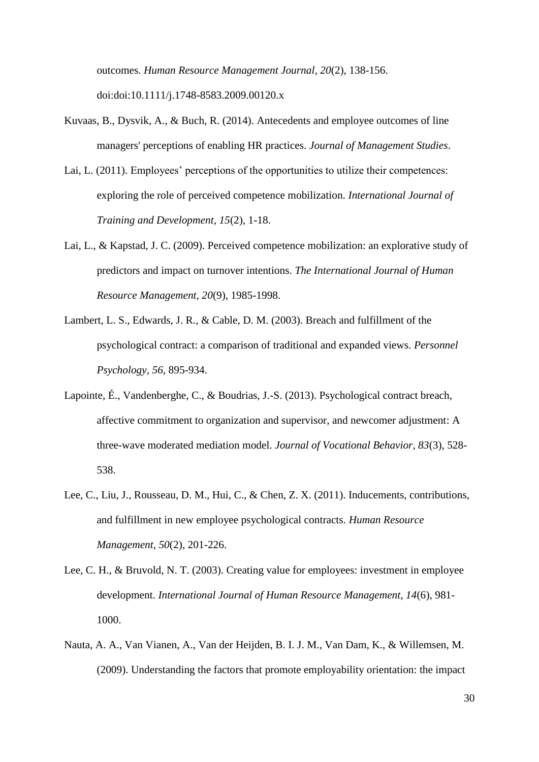outcomes. *Human Resource Management Journal, 20*(2), 138-156. doi:doi:10.1111/j.1748-8583.2009.00120.x

Kuvaas, B., Dysvik, A., & Buch, R. (2014). Antecedents and employee outcomes of line managers' perceptions of enabling HR practices. *Journal of Management Studies*.

Lai, L. (2011). Employees' perceptions of the opportunities to utilize their competences: exploring the role of perceived competence mobilization. *International Journal of Training and Development, 15*(2), 1-18.

Lai, L., & Kapstad, J. C. (2009). Perceived competence mobilization: an explorative study of predictors and impact on turnover intentions. *The International Journal of Human Resource Management, 20*(9), 1985-1998.

Lambert, L. S., Edwards, J. R., & Cable, D. M. (2003). Breach and fulfillment of the psychological contract: a comparison of traditional and expanded views. *Personnel Psychology, 56*, 895-934.

Lapointe, É., Vandenberghe, C., & Boudrias, J.-S. (2013). Psychological contract breach, affective commitment to organization and supervisor, and newcomer adjustment: A three-wave moderated mediation model. *Journal of Vocational Behavior, 83*(3), 528-538.

Lee, C., Liu, J., Rousseau, D. M., Hui, C., & Chen, Z. X. (2011). Inducements, contributions, and fulfillment in new employee psychological contracts. *Human Resource Management, 50*(2), 201-226.

Lee, C. H., & Bruvold, N. T. (2003). Creating value for employees: investment in employee development. *International Journal of Human Resource Management, 14*(6), 981-1000.

Nauta, A. A., Van Vianen, A., Van der Heijden, B. I. J. M., Van Dam, K., & Willemsen, M. (2009). Understanding the factors that promote employability orientation: the impact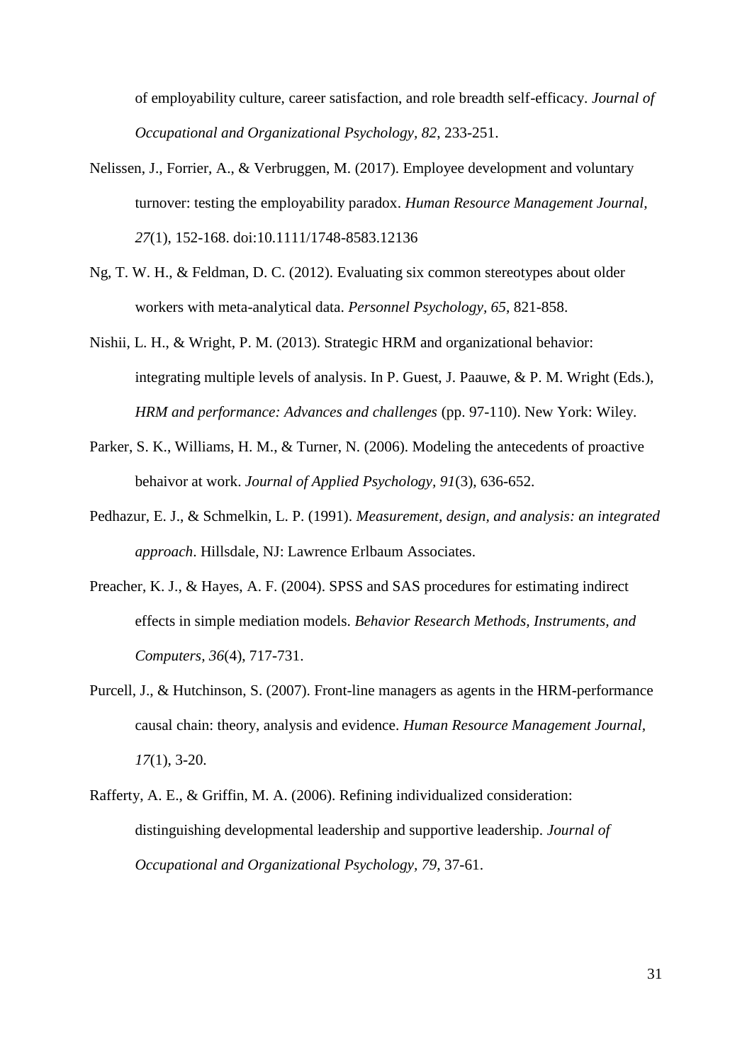of employability culture, career satisfaction, and role breadth self-efficacy. *Journal of Occupational and Organizational Psychology, 82*, 233-251.

Nelissen, J., Forrier, A., & Verbruggen, M. (2017). Employee development and voluntary turnover: testing the employability paradox. *Human Resource Management Journal, 27*(1), 152-168. doi:10.1111/1748-8583.12136

Ng, T. W. H., & Feldman, D. C. (2012). Evaluating six common stereotypes about older workers with meta-analytical data. *Personnel Psychology, 65*, 821-858.

Nishii, L. H., & Wright, P. M. (2013). Strategic HRM and organizational behavior: integrating multiple levels of analysis. In P. Guest, J. Paauwe, & P. M. Wright (Eds.), *HRM and performance: Advances and challenges* (pp. 97-110). New York: Wiley.

Parker, S. K., Williams, H. M., & Turner, N. (2006). Modeling the antecedents of proactive behaivor at work. *Journal of Applied Psychology, 91*(3), 636-652.

Pedhazur, E. J., & Schmelkin, L. P. (1991). *Measurement, design, and analysis: an integrated approach*. Hillsdale, NJ: Lawrence Erlbaum Associates.

Preacher, K. J., & Hayes, A. F. (2004). SPSS and SAS procedures for estimating indirect effects in simple mediation models. *Behavior Research Methods, Instruments, and Computers, 36*(4), 717-731.

Purcell, J., & Hutchinson, S. (2007). Front-line managers as agents in the HRM-performance causal chain: theory, analysis and evidence. *Human Resource Management Journal, 17*(1), 3-20.

Rafferty, A. E., & Griffin, M. A. (2006). Refining individualized consideration: distinguishing developmental leadership and supportive leadership. *Journal of Occupational and Organizational Psychology, 79*, 37-61.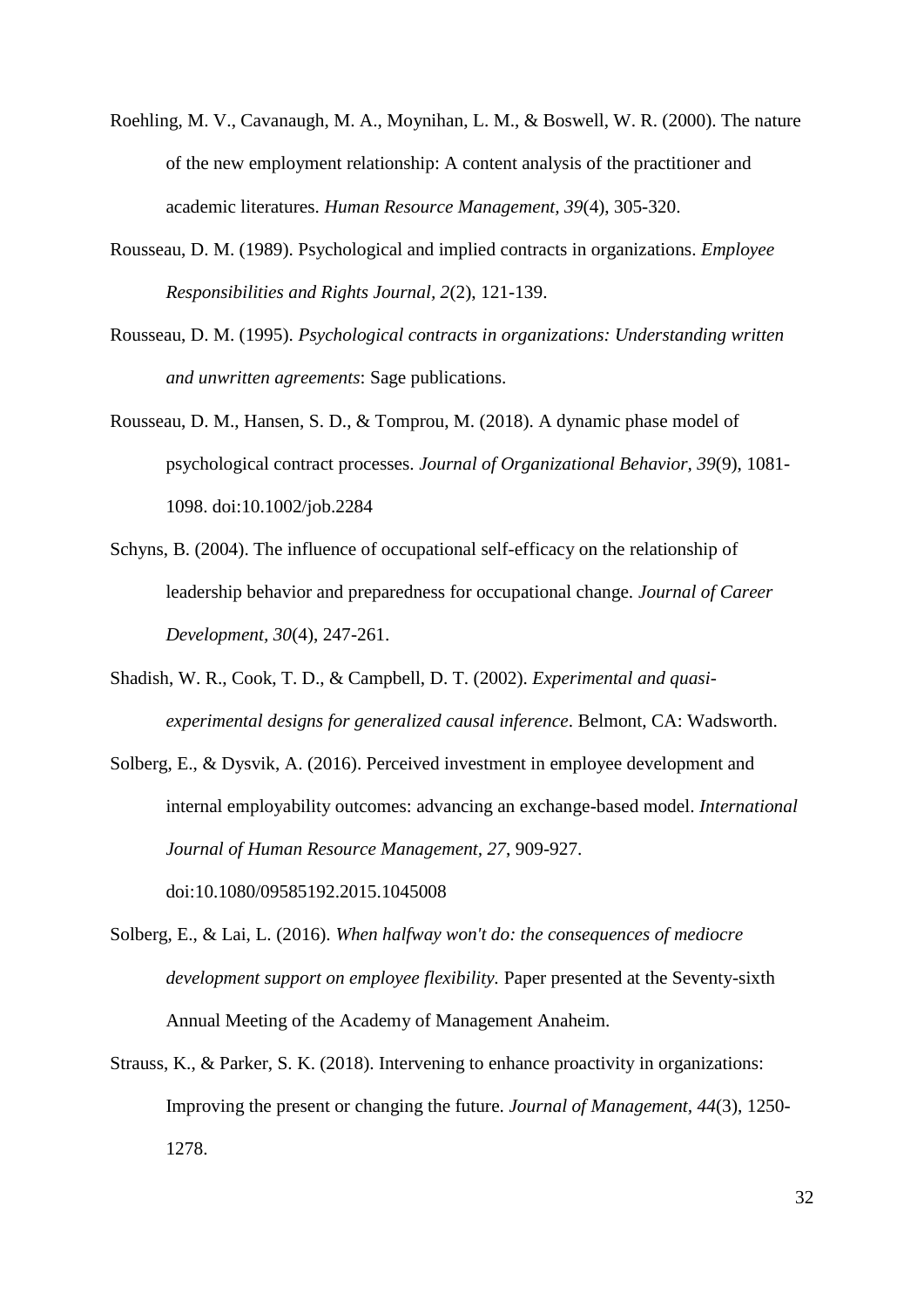Roehling, M. V., Cavanaugh, M. A., Moynihan, L. M., & Boswell, W. R. (2000). The nature of the new employment relationship: A content analysis of the practitioner and academic literatures. *Human Resource Management, 39*(4), 305-320.

Rousseau, D. M. (1989). Psychological and implied contracts in organizations. *Employee Responsibilities and Rights Journal, 2*(2), 121-139.

Rousseau, D. M. (1995). *Psychological contracts in organizations: Understanding written and unwritten agreements*: Sage publications.

Rousseau, D. M., Hansen, S. D., & Tomprou, M. (2018). A dynamic phase model of psychological contract processes. *Journal of Organizational Behavior, 39*(9), 1081-1098. doi:10.1002/job.2284

Schyns, B. (2004). The influence of occupational self-efficacy on the relationship of leadership behavior and preparedness for occupational change. *Journal of Career Development, 30*(4), 247-261.

Shadish, W. R., Cook, T. D., & Campbell, D. T. (2002). *Experimental and quasi-experimental designs for generalized causal inference*. Belmont, CA: Wadsworth.

Solberg, E., & Dysvik, A. (2016). Perceived investment in employee development and internal employability outcomes: advancing an exchange-based model. *International Journal of Human Resource Management, 27*, 909-927. doi:10.1080/09585192.2015.1045008

Solberg, E., & Lai, L. (2016). *When halfway won't do: the consequences of mediocre development support on employee flexibility.* Paper presented at the Seventy-sixth Annual Meeting of the Academy of Management Anaheim.

Strauss, K., & Parker, S. K. (2018). Intervening to enhance proactivity in organizations: Improving the present or changing the future. *Journal of Management, 44*(3), 1250-1278.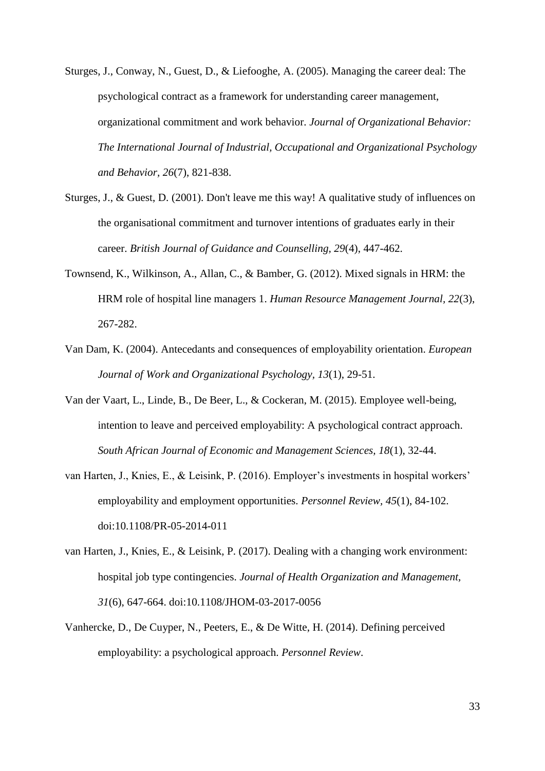Sturges, J., Conway, N., Guest, D., & Liefooghe, A. (2005). Managing the career deal: The psychological contract as a framework for understanding career management, organizational commitment and work behavior. *Journal of Organizational Behavior: The International Journal of Industrial, Occupational and Organizational Psychology and Behavior, 26*(7), 821-838.

Sturges, J., & Guest, D. (2001). Don't leave me this way! A qualitative study of influences on the organisational commitment and turnover intentions of graduates early in their career. *British Journal of Guidance and Counselling, 29*(4), 447-462.

Townsend, K., Wilkinson, A., Allan, C., & Bamber, G. (2012). Mixed signals in HRM: the HRM role of hospital line managers 1. *Human Resource Management Journal, 22*(3), 267-282.

Van Dam, K. (2004). Antecedants and consequences of employability orientation. *European Journal of Work and Organizational Psychology, 13*(1), 29-51.

Van der Vaart, L., Linde, B., De Beer, L., & Cockeran, M. (2015). Employee well-being, intention to leave and perceived employability: A psychological contract approach. *South African Journal of Economic and Management Sciences, 18*(1), 32-44.

van Harten, J., Knies, E., & Leisink, P. (2016). Employer's investments in hospital workers' employability and employment opportunities. *Personnel Review, 45*(1), 84-102. doi:10.1108/PR-05-2014-011

van Harten, J., Knies, E., & Leisink, P. (2017). Dealing with a changing work environment: hospital job type contingencies. *Journal of Health Organization and Management, 31*(6), 647-664. doi:10.1108/JHOM-03-2017-0056

Vanhercke, D., De Cuyper, N., Peeters, E., & De Witte, H. (2014). Defining perceived employability: a psychological approach. *Personnel Review*.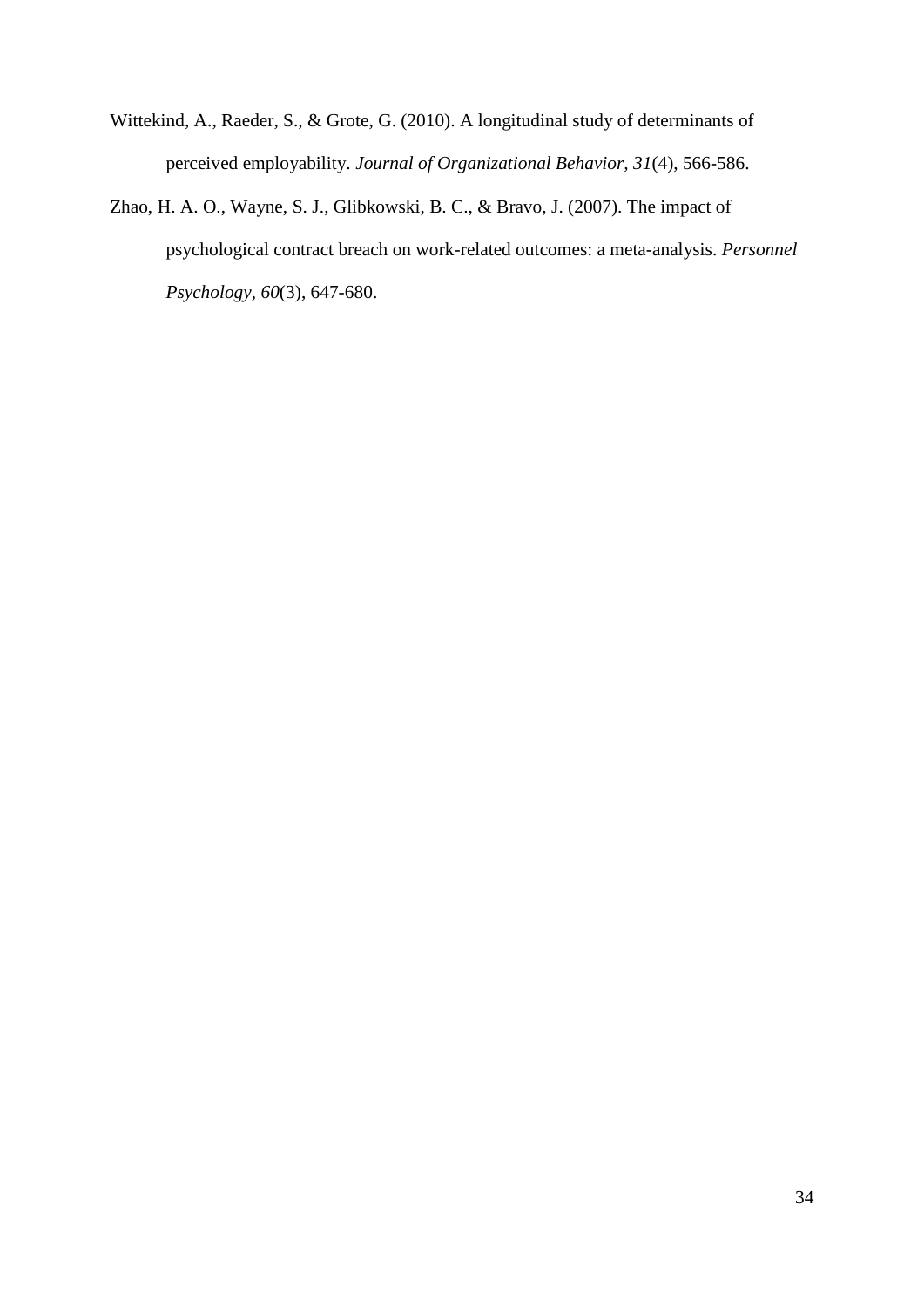Wittekind, A., Raeder, S., & Grote, G. (2010). A longitudinal study of determinants of perceived employability. *Journal of Organizational Behavior, 31*(4), 566-586.

Zhao, H. A. O., Wayne, S. J., Glibkowski, B. C., & Bravo, J. (2007). The impact of psychological contract breach on work-related outcomes: a meta-analysis. *Personnel Psychology, 60*(3), 647-680.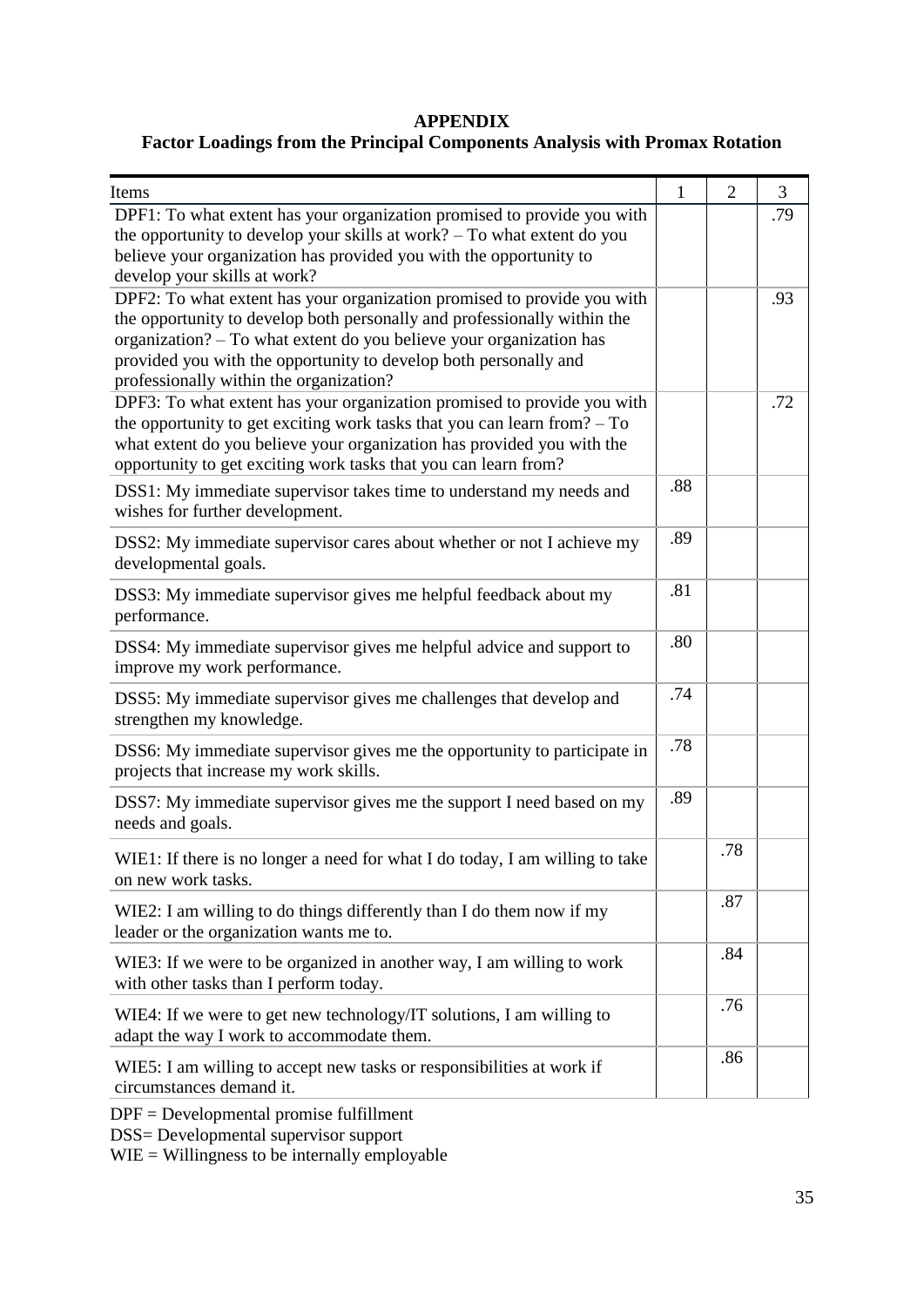**APPENDIX**

**Factor Loadings from the Principal Components Analysis with Promax Rotation**

| Items | 1 | 2 | 3 |
|---|---|---|---|
| DPF1: To what extent has your organization promised to provide you with the opportunity to develop your skills at work? – To what extent do you believe your organization has provided you with the opportunity to develop your skills at work? | | | .79 |
| DPF2: To what extent has your organization promised to provide you with the opportunity to develop both personally and professionally within the organization? – To what extent do you believe your organization has provided you with the opportunity to develop both personally and professionally within the organization? | | | .93 |
| DPF3: To what extent has your organization promised to provide you with the opportunity to get exciting work tasks that you can learn from? – To what extent do you believe your organization has provided you with the opportunity to get exciting work tasks that you can learn from? | | | .72 |
| DSS1: My immediate supervisor takes time to understand my needs and wishes for further development. | .88 | | |
| DSS2: My immediate supervisor cares about whether or not I achieve my developmental goals. | .89 | | |
| DSS3: My immediate supervisor gives me helpful feedback about my performance. | .81 | | |
| DSS4: My immediate supervisor gives me helpful advice and support to improve my work performance. | .80 | | |
| DSS5: My immediate supervisor gives me challenges that develop and strengthen my knowledge. | .74 | | |
| DSS6: My immediate supervisor gives me the opportunity to participate in projects that increase my work skills. | .78 | | |
| DSS7: My immediate supervisor gives me the support I need based on my needs and goals. | .89 | | |
| WIE1: If there is no longer a need for what I do today, I am willing to take on new work tasks. | | .78 | |
| WIE2: I am willing to do things differently than I do them now if my leader or the organization wants me to. | | .87 | |
| WIE3: If we were to be organized in another way, I am willing to work with other tasks than I perform today. | | .84 | |
| WIE4: If we were to get new technology/IT solutions, I am willing to adapt the way I work to accommodate them. | | .76 | |
| WIE5: I am willing to accept new tasks or responsibilities at work if circumstances demand it. | | .86 | |

DPF = Developmental promise fulfillment
DSS= Developmental supervisor support
WIE = Willingness to be internally employable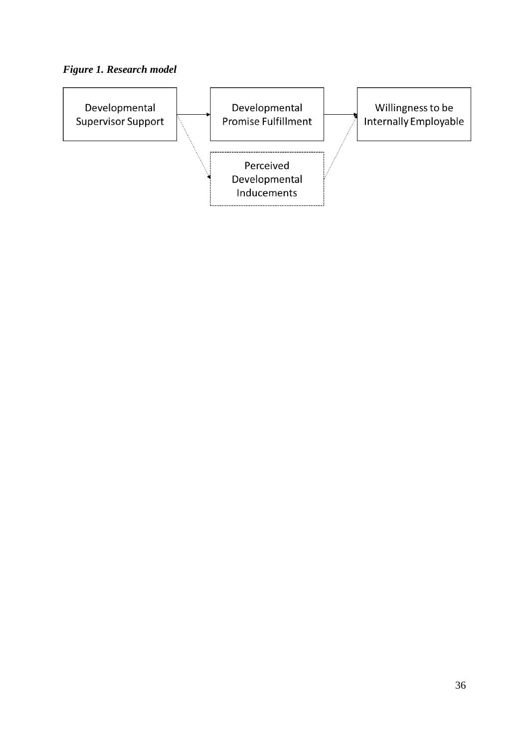***Figure 1. Research model***

Developmental Supervisor Support

Developmental Promise Fulfillment

Willingness to be Internally Employable

Perceived Developmental Inducements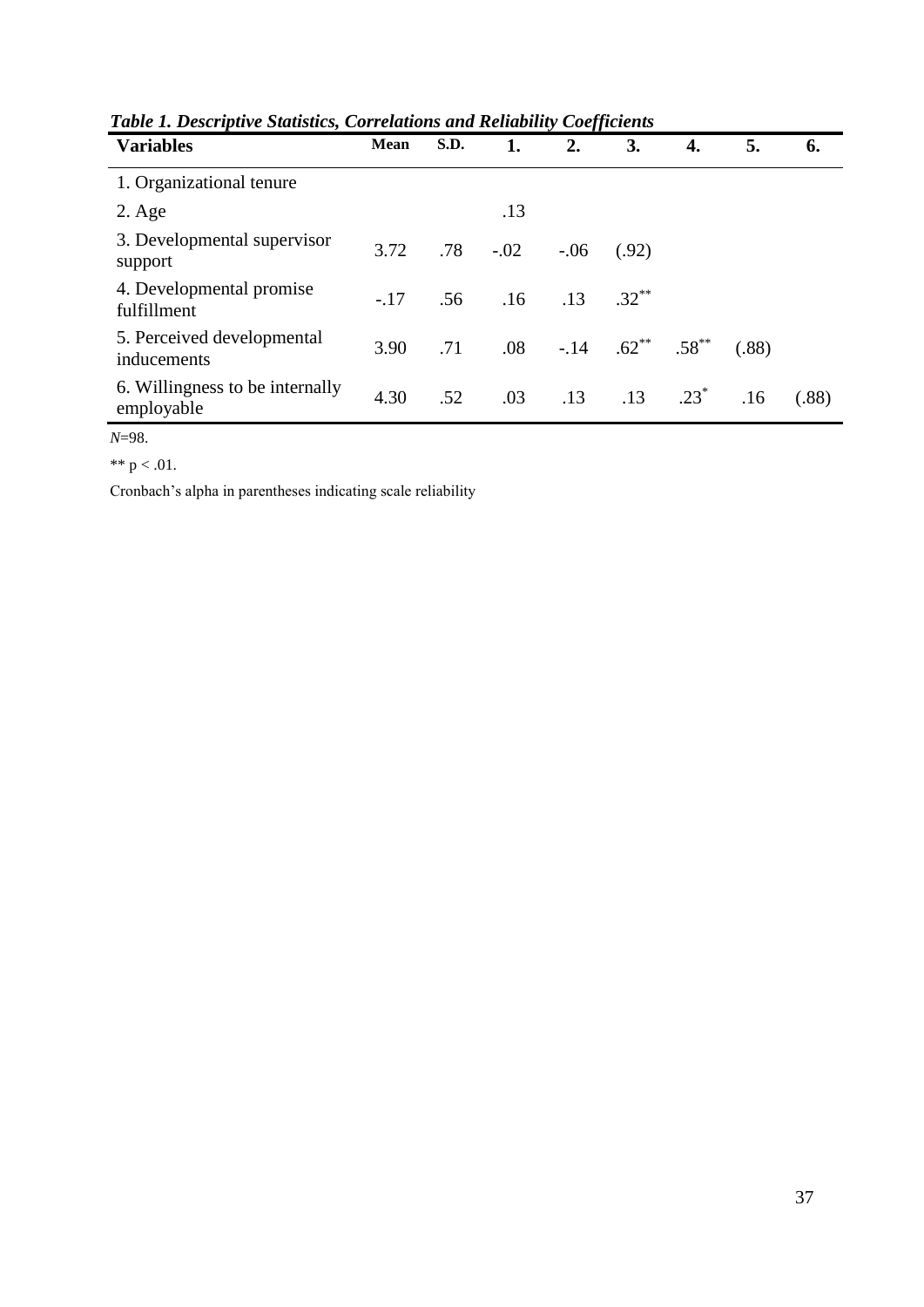***Table 1. Descriptive Statistics, Correlations and Reliability Coefficients***

| Variables | Mean | S.D. | 1. | 2. | 3. | 4. | 5. | 6. |
|---|---|---|---|---|---|---|---|---|
| 1. Organizational tenure | | | | | | | | |
| 2. Age | | | .13 | | | | | |
| 3. Developmental supervisor support | 3.72 | .78 | -.02 | -.06 | (.92) | | | |
| 4. Developmental promise fulfillment | -.17 | .56 | .16 | .13 | .32** | | | |
| 5. Perceived developmental inducements | 3.90 | .71 | .08 | -.14 | .62** | .58** | (.88) | |
| 6. Willingness to be internally employable | 4.30 | .52 | .03 | .13 | .13 | .23* | .16 | (.88) |

*N*=98.

** $p < .01$.

Cronbach's alpha in parentheses indicating scale reliability